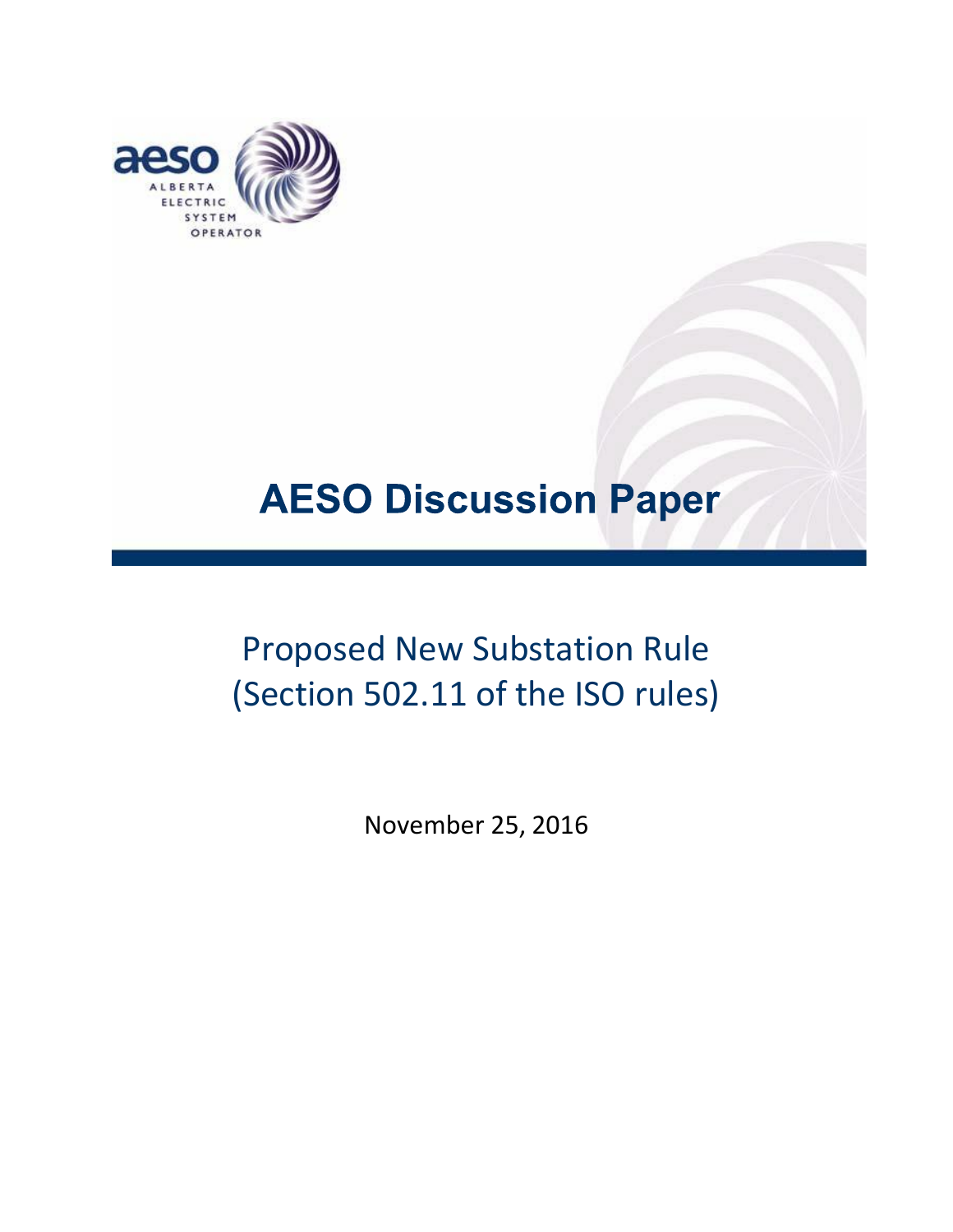aeso ALBERTA ELECTRIC SYSTEM OPERATOR

# AESO Discussion Paper

## Proposed New Substation Rule (Section 502.11 of the ISO rules)

November 25, 2016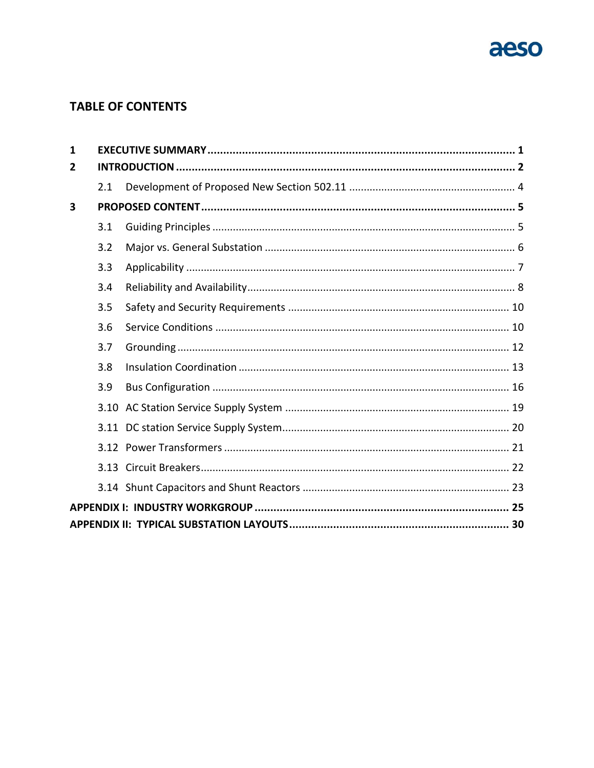## TABLE OF CONTENTS

| | | |
|---|---|---|
| **1** | **EXECUTIVE SUMMARY** | **1** |
| **2** | **INTRODUCTION** | **2** |
| 2.1 | Development of Proposed New Section 502.11 | 4 |
| **3** | **PROPOSED CONTENT** | **5** |
| 3.1 | Guiding Principles | 5 |
| 3.2 | Major vs. General Substation | 6 |
| 3.3 | Applicability | 7 |
| 3.4 | Reliability and Availability | 8 |
| 3.5 | Safety and Security Requirements | 10 |
| 3.6 | Service Conditions | 10 |
| 3.7 | Grounding | 12 |
| 3.8 | Insulation Coordination | 13 |
| 3.9 | Bus Configuration | 16 |
| 3.10 | AC Station Service Supply System | 19 |
| 3.11 | DC station Service Supply System | 20 |
| 3.12 | Power Transformers | 21 |
| 3.13 | Circuit Breakers | 22 |
| 3.14 | Shunt Capacitors and Shunt Reactors | 23 |
| | **APPENDIX I: INDUSTRY WORKGROUP** | **25** |
| | **APPENDIX II: TYPICAL SUBSTATION LAYOUTS** | **30** |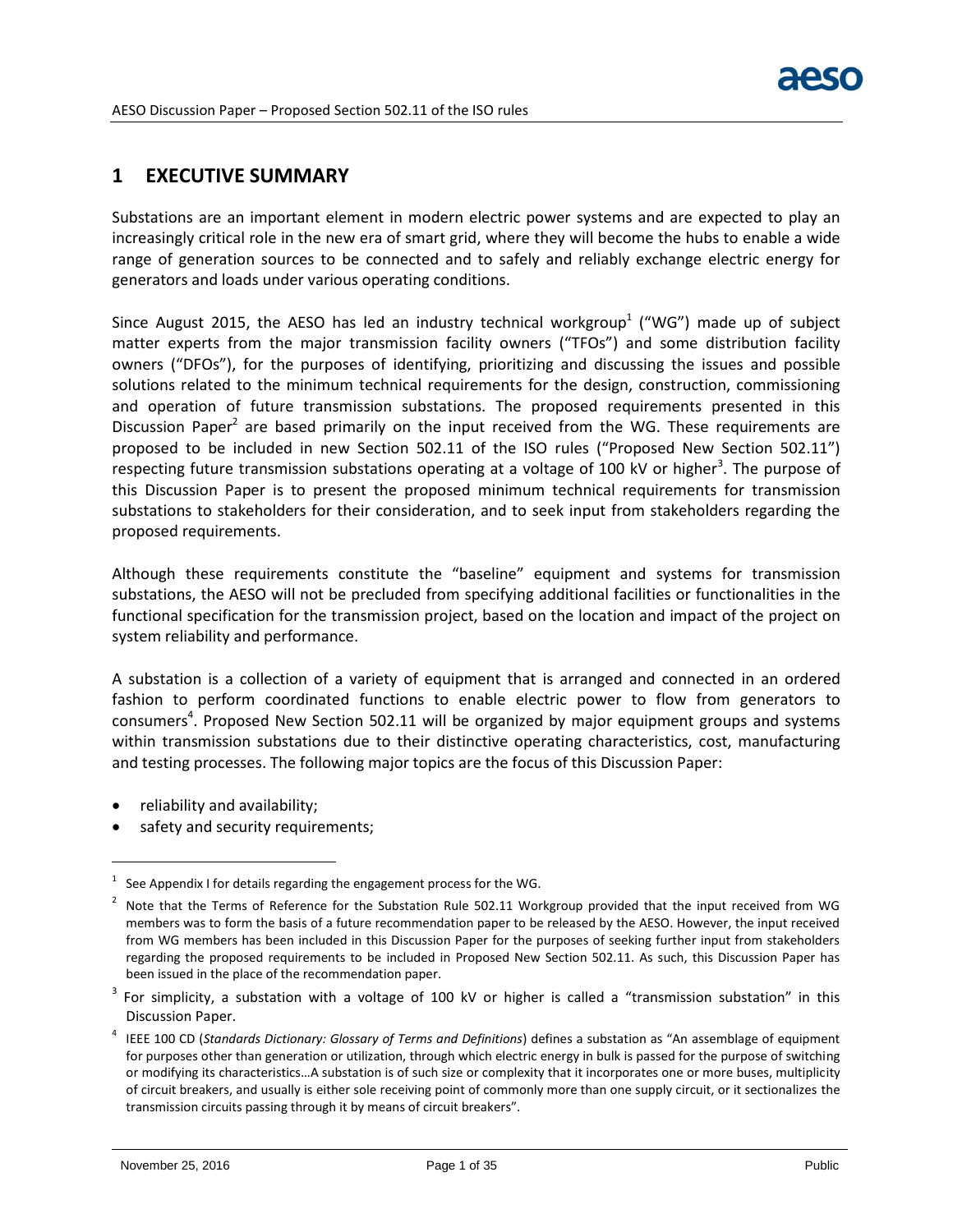## 1 EXECUTIVE SUMMARY

Substations are an important element in modern electric power systems and are expected to play an increasingly critical role in the new era of smart grid, where they will become the hubs to enable a wide range of generation sources to be connected and to safely and reliably exchange electric energy for generators and loads under various operating conditions.

Since August 2015, the AESO has led an industry technical workgroup[1] ("WG") made up of subject matter experts from the major transmission facility owners ("TFOs") and some distribution facility owners ("DFOs"), for the purposes of identifying, prioritizing and discussing the issues and possible solutions related to the minimum technical requirements for the design, construction, commissioning and operation of future transmission substations. The proposed requirements presented in this Discussion Paper[2] are based primarily on the input received from the WG. These requirements are proposed to be included in new Section 502.11 of the ISO rules ("Proposed New Section 502.11") respecting future transmission substations operating at a voltage of 100 kV or higher[3]. The purpose of this Discussion Paper is to present the proposed minimum technical requirements for transmission substations to stakeholders for their consideration, and to seek input from stakeholders regarding the proposed requirements.

Although these requirements constitute the "baseline" equipment and systems for transmission substations, the AESO will not be precluded from specifying additional facilities or functionalities in the functional specification for the transmission project, based on the location and impact of the project on system reliability and performance.

A substation is a collection of a variety of equipment that is arranged and connected in an ordered fashion to perform coordinated functions to enable electric power to flow from generators to consumers[4]. Proposed New Section 502.11 will be organized by major equipment groups and systems within transmission substations due to their distinctive operating characteristics, cost, manufacturing and testing processes. The following major topics are the focus of this Discussion Paper:

- reliability and availability;
- safety and security requirements;

---

[1] See Appendix I for details regarding the engagement process for the WG.

[2] Note that the Terms of Reference for the Substation Rule 502.11 Workgroup provided that the input received from WG members was to form the basis of a future recommendation paper to be released by the AESO. However, the input received from WG members has been included in this Discussion Paper for the purposes of seeking further input from stakeholders regarding the proposed requirements to be included in Proposed New Section 502.11. As such, this Discussion Paper has been issued in the place of the recommendation paper.

[3] For simplicity, a substation with a voltage of 100 kV or higher is called a "transmission substation" in this Discussion Paper.

[4] IEEE 100 CD (*Standards Dictionary: Glossary of Terms and Definitions*) defines a substation as "An assemblage of equipment for purposes other than generation or utilization, through which electric energy in bulk is passed for the purpose of switching or modifying its characteristics…A substation is of such size or complexity that it incorporates one or more buses, multiplicity of circuit breakers, and usually is either sole receiving point of commonly more than one supply circuit, or it sectionalizes the transmission circuits passing through it by means of circuit breakers".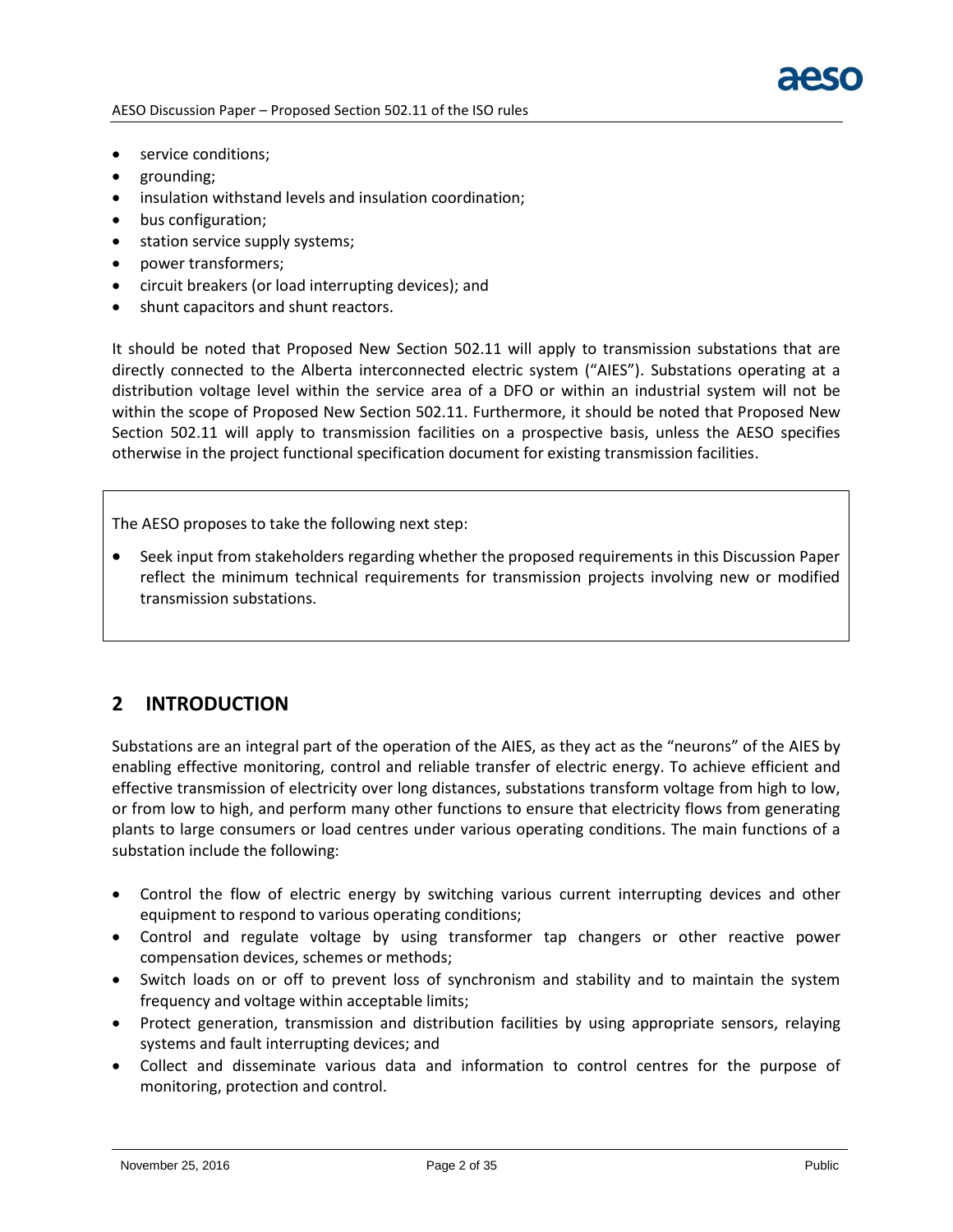- service conditions;
- grounding;
- insulation withstand levels and insulation coordination;
- bus configuration;
- station service supply systems;
- power transformers;
- circuit breakers (or load interrupting devices); and
- shunt capacitors and shunt reactors.

It should be noted that Proposed New Section 502.11 will apply to transmission substations that are directly connected to the Alberta interconnected electric system ("AIES"). Substations operating at a distribution voltage level within the service area of a DFO or within an industrial system will not be within the scope of Proposed New Section 502.11. Furthermore, it should be noted that Proposed New Section 502.11 will apply to transmission facilities on a prospective basis, unless the AESO specifies otherwise in the project functional specification document for existing transmission facilities.

The AESO proposes to take the following next step:

- Seek input from stakeholders regarding whether the proposed requirements in this Discussion Paper reflect the minimum technical requirements for transmission projects involving new or modified transmission substations.

## 2 INTRODUCTION

Substations are an integral part of the operation of the AIES, as they act as the "neurons" of the AIES by enabling effective monitoring, control and reliable transfer of electric energy. To achieve efficient and effective transmission of electricity over long distances, substations transform voltage from high to low, or from low to high, and perform many other functions to ensure that electricity flows from generating plants to large consumers or load centres under various operating conditions. The main functions of a substation include the following:

- Control the flow of electric energy by switching various current interrupting devices and other equipment to respond to various operating conditions;
- Control and regulate voltage by using transformer tap changers or other reactive power compensation devices, schemes or methods;
- Switch loads on or off to prevent loss of synchronism and stability and to maintain the system frequency and voltage within acceptable limits;
- Protect generation, transmission and distribution facilities by using appropriate sensors, relaying systems and fault interrupting devices; and
- Collect and disseminate various data and information to control centres for the purpose of monitoring, protection and control.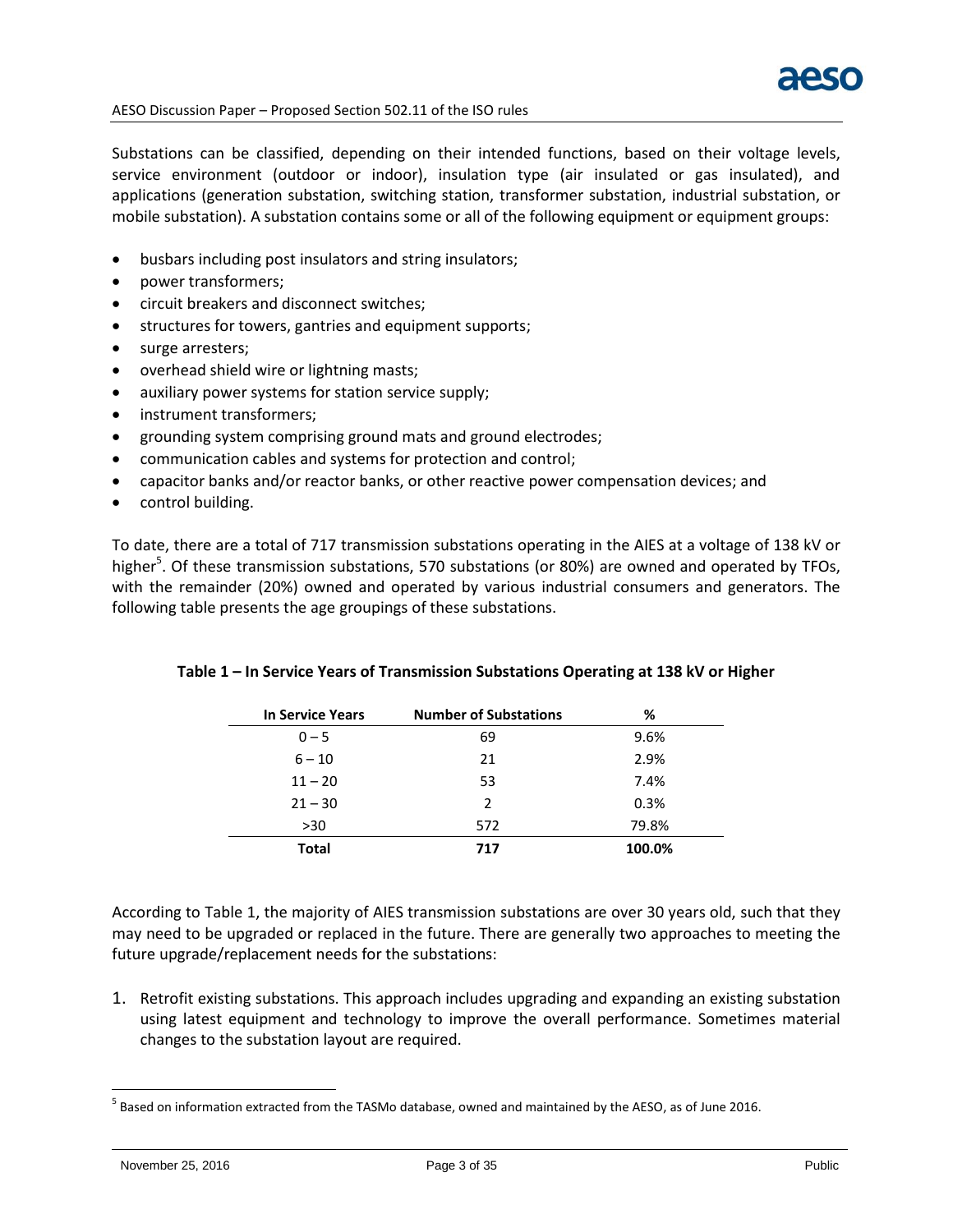Substations can be classified, depending on their intended functions, based on their voltage levels, service environment (outdoor or indoor), insulation type (air insulated or gas insulated), and applications (generation substation, switching station, transformer substation, industrial substation, or mobile substation). A substation contains some or all of the following equipment or equipment groups:

- busbars including post insulators and string insulators;
- power transformers;
- circuit breakers and disconnect switches;
- structures for towers, gantries and equipment supports;
- surge arresters;
- overhead shield wire or lightning masts;
- auxiliary power systems for station service supply;
- instrument transformers;
- grounding system comprising ground mats and ground electrodes;
- communication cables and systems for protection and control;
- capacitor banks and/or reactor banks, or other reactive power compensation devices; and
- control building.

To date, there are a total of 717 transmission substations operating in the AIES at a voltage of 138 kV or higher[5]. Of these transmission substations, 570 substations (or 80%) are owned and operated by TFOs, with the remainder (20%) owned and operated by various industrial consumers and generators. The following table presents the age groupings of these substations.

**Table 1 – In Service Years of Transmission Substations Operating at 138 kV or Higher**

| In Service Years | Number of Substations | % |
|---|---|---|
| 0 – 5 | 69 | 9.6% |
| 6 – 10 | 21 | 2.9% |
| 11 – 20 | 53 | 7.4% |
| 21 – 30 | 2 | 0.3% |
| >30 | 572 | 79.8% |
| **Total** | **717** | **100.0%** |

According to Table 1, the majority of AIES transmission substations are over 30 years old, such that they may need to be upgraded or replaced in the future. There are generally two approaches to meeting the future upgrade/replacement needs for the substations:

1. Retrofit existing substations. This approach includes upgrading and expanding an existing substation using latest equipment and technology to improve the overall performance. Sometimes material changes to the substation layout are required.

[5] Based on information extracted from the TASMo database, owned and maintained by the AESO, as of June 2016.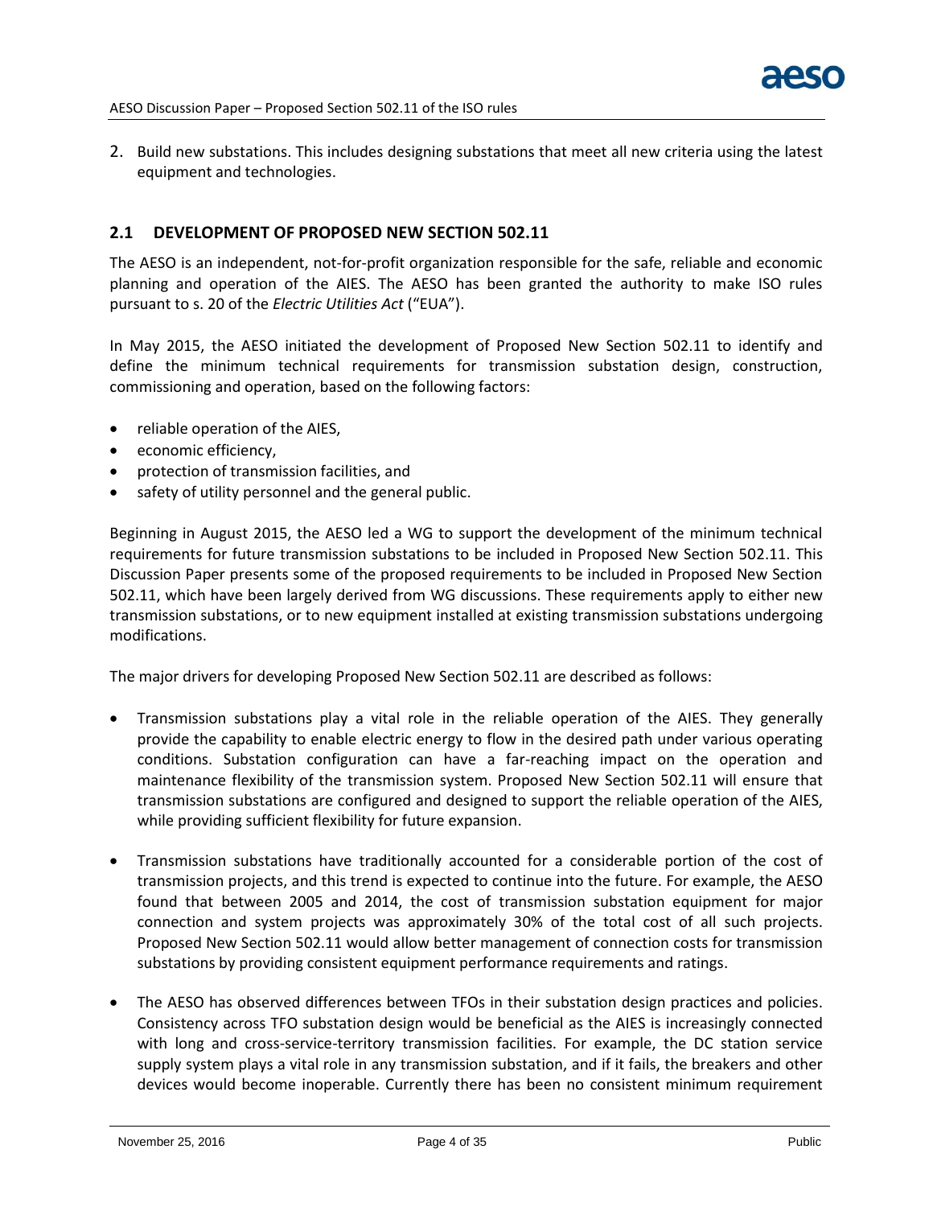2. Build new substations. This includes designing substations that meet all new criteria using the latest equipment and technologies.

## 2.1 DEVELOPMENT OF PROPOSED NEW SECTION 502.11

The AESO is an independent, not-for-profit organization responsible for the safe, reliable and economic planning and operation of the AIES. The AESO has been granted the authority to make ISO rules pursuant to s. 20 of the *Electric Utilities Act* ("EUA").

In May 2015, the AESO initiated the development of Proposed New Section 502.11 to identify and define the minimum technical requirements for transmission substation design, construction, commissioning and operation, based on the following factors:

- reliable operation of the AIES,
- economic efficiency,
- protection of transmission facilities, and
- safety of utility personnel and the general public.

Beginning in August 2015, the AESO led a WG to support the development of the minimum technical requirements for future transmission substations to be included in Proposed New Section 502.11. This Discussion Paper presents some of the proposed requirements to be included in Proposed New Section 502.11, which have been largely derived from WG discussions. These requirements apply to either new transmission substations, or to new equipment installed at existing transmission substations undergoing modifications.

The major drivers for developing Proposed New Section 502.11 are described as follows:

- Transmission substations play a vital role in the reliable operation of the AIES. They generally provide the capability to enable electric energy to flow in the desired path under various operating conditions. Substation configuration can have a far-reaching impact on the operation and maintenance flexibility of the transmission system. Proposed New Section 502.11 will ensure that transmission substations are configured and designed to support the reliable operation of the AIES, while providing sufficient flexibility for future expansion.

- Transmission substations have traditionally accounted for a considerable portion of the cost of transmission projects, and this trend is expected to continue into the future. For example, the AESO found that between 2005 and 2014, the cost of transmission substation equipment for major connection and system projects was approximately 30% of the total cost of all such projects. Proposed New Section 502.11 would allow better management of connection costs for transmission substations by providing consistent equipment performance requirements and ratings.

- The AESO has observed differences between TFOs in their substation design practices and policies. Consistency across TFO substation design would be beneficial as the AIES is increasingly connected with long and cross-service-territory transmission facilities. For example, the DC station service supply system plays a vital role in any transmission substation, and if it fails, the breakers and other devices would become inoperable. Currently there has been no consistent minimum requirement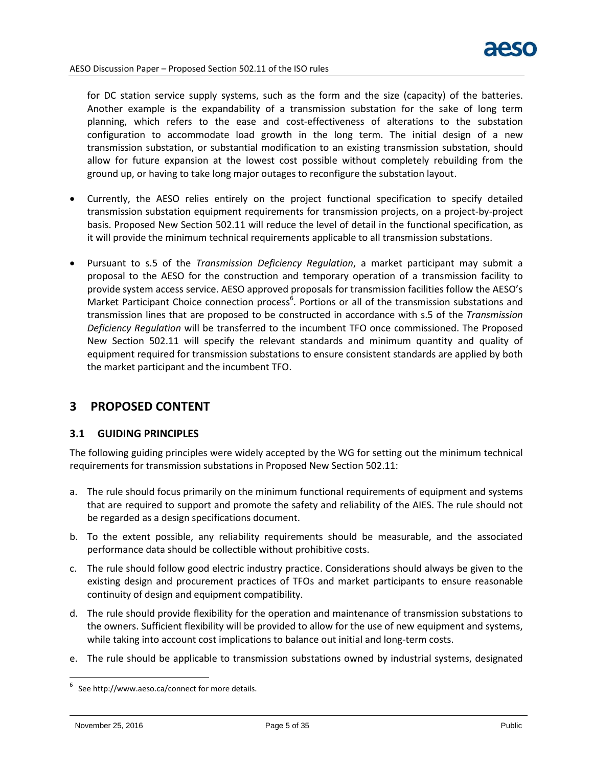for DC station service supply systems, such as the form and the size (capacity) of the batteries. Another example is the expandability of a transmission substation for the sake of long term planning, which refers to the ease and cost-effectiveness of alterations to the substation configuration to accommodate load growth in the long term. The initial design of a new transmission substation, or substantial modification to an existing transmission substation, should allow for future expansion at the lowest cost possible without completely rebuilding from the ground up, or having to take long major outages to reconfigure the substation layout.

- Currently, the AESO relies entirely on the project functional specification to specify detailed transmission substation equipment requirements for transmission projects, on a project-by-project basis. Proposed New Section 502.11 will reduce the level of detail in the functional specification, as it will provide the minimum technical requirements applicable to all transmission substations.

- Pursuant to s.5 of the *Transmission Deficiency Regulation*, a market participant may submit a proposal to the AESO for the construction and temporary operation of a transmission facility to provide system access service. AESO approved proposals for transmission facilities follow the AESO's Market Participant Choice connection process[6]. Portions or all of the transmission substations and transmission lines that are proposed to be constructed in accordance with s.5 of the *Transmission Deficiency Regulation* will be transferred to the incumbent TFO once commissioned. The Proposed New Section 502.11 will specify the relevant standards and minimum quantity and quality of equipment required for transmission substations to ensure consistent standards are applied by both the market participant and the incumbent TFO.

## 3 PROPOSED CONTENT

### 3.1 GUIDING PRINCIPLES

The following guiding principles were widely accepted by the WG for setting out the minimum technical requirements for transmission substations in Proposed New Section 502.11:

a. The rule should focus primarily on the minimum functional requirements of equipment and systems that are required to support and promote the safety and reliability of the AIES. The rule should not be regarded as a design specifications document.

b. To the extent possible, any reliability requirements should be measurable, and the associated performance data should be collectible without prohibitive costs.

c. The rule should follow good electric industry practice. Considerations should always be given to the existing design and procurement practices of TFOs and market participants to ensure reasonable continuity of design and equipment compatibility.

d. The rule should provide flexibility for the operation and maintenance of transmission substations to the owners. Sufficient flexibility will be provided to allow for the use of new equipment and systems, while taking into account cost implications to balance out initial and long-term costs.

e. The rule should be applicable to transmission substations owned by industrial systems, designated

---

[6] See http://www.aeso.ca/connect for more details.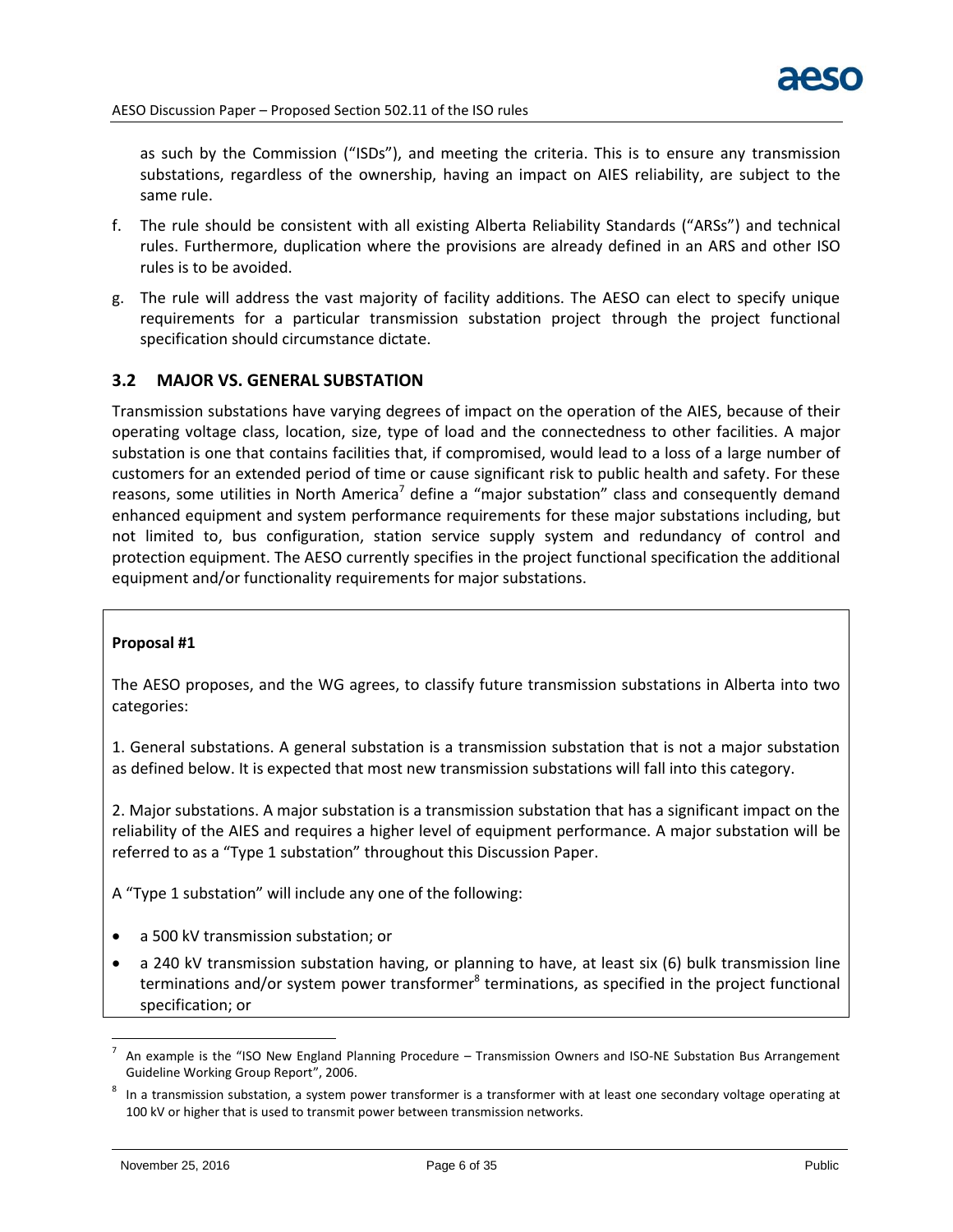as such by the Commission ("ISDs"), and meeting the criteria. This is to ensure any transmission substations, regardless of the ownership, having an impact on AIES reliability, are subject to the same rule.

f. The rule should be consistent with all existing Alberta Reliability Standards ("ARSs") and technical rules. Furthermore, duplication where the provisions are already defined in an ARS and other ISO rules is to be avoided.

g. The rule will address the vast majority of facility additions. The AESO can elect to specify unique requirements for a particular transmission substation project through the project functional specification should circumstance dictate.

### 3.2 MAJOR VS. GENERAL SUBSTATION

Transmission substations have varying degrees of impact on the operation of the AIES, because of their operating voltage class, location, size, type of load and the connectedness to other facilities. A major substation is one that contains facilities that, if compromised, would lead to a loss of a large number of customers for an extended period of time or cause significant risk to public health and safety. For these reasons, some utilities in North America[7] define a "major substation" class and consequently demand enhanced equipment and system performance requirements for these major substations including, but not limited to, bus configuration, station service supply system and redundancy of control and protection equipment. The AESO currently specifies in the project functional specification the additional equipment and/or functionality requirements for major substations.

**Proposal #1**

The AESO proposes, and the WG agrees, to classify future transmission substations in Alberta into two categories:

1. General substations. A general substation is a transmission substation that is not a major substation as defined below. It is expected that most new transmission substations will fall into this category.

2. Major substations. A major substation is a transmission substation that has a significant impact on the reliability of the AIES and requires a higher level of equipment performance. A major substation will be referred to as a "Type 1 substation" throughout this Discussion Paper.

A "Type 1 substation" will include any one of the following:

- a 500 kV transmission substation; or
- a 240 kV transmission substation having, or planning to have, at least six (6) bulk transmission line terminations and/or system power transformer[8] terminations, as specified in the project functional specification; or

---

[7] An example is the "ISO New England Planning Procedure – Transmission Owners and ISO-NE Substation Bus Arrangement Guideline Working Group Report", 2006.

[8] In a transmission substation, a system power transformer is a transformer with at least one secondary voltage operating at 100 kV or higher that is used to transmit power between transmission networks.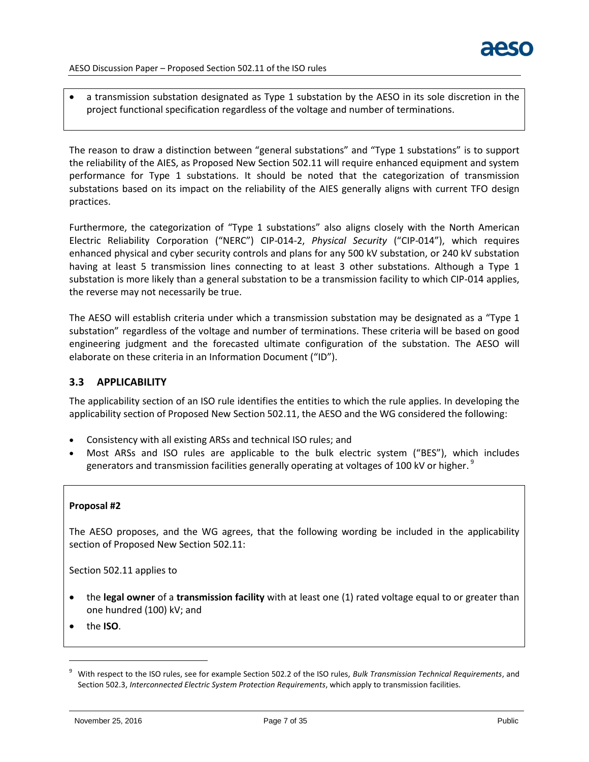- a transmission substation designated as Type 1 substation by the AESO in its sole discretion in the project functional specification regardless of the voltage and number of terminations.

The reason to draw a distinction between "general substations" and "Type 1 substations" is to support the reliability of the AIES, as Proposed New Section 502.11 will require enhanced equipment and system performance for Type 1 substations. It should be noted that the categorization of transmission substations based on its impact on the reliability of the AIES generally aligns with current TFO design practices.

Furthermore, the categorization of "Type 1 substations" also aligns closely with the North American Electric Reliability Corporation ("NERC") CIP-014-2, *Physical Security* ("CIP-014"), which requires enhanced physical and cyber security controls and plans for any 500 kV substation, or 240 kV substation having at least 5 transmission lines connecting to at least 3 other substations. Although a Type 1 substation is more likely than a general substation to be a transmission facility to which CIP-014 applies, the reverse may not necessarily be true.

The AESO will establish criteria under which a transmission substation may be designated as a "Type 1 substation" regardless of the voltage and number of terminations. These criteria will be based on good engineering judgment and the forecasted ultimate configuration of the substation. The AESO will elaborate on these criteria in an Information Document ("ID").

### 3.3 APPLICABILITY

The applicability section of an ISO rule identifies the entities to which the rule applies. In developing the applicability section of Proposed New Section 502.11, the AESO and the WG considered the following:

- Consistency with all existing ARSs and technical ISO rules; and
- Most ARSs and ISO rules are applicable to the bulk electric system ("BES"), which includes generators and transmission facilities generally operating at voltages of 100 kV or higher.[9]

**Proposal #2**

The AESO proposes, and the WG agrees, that the following wording be included in the applicability section of Proposed New Section 502.11:

Section 502.11 applies to

- the **legal owner** of a **transmission facility** with at least one (1) rated voltage equal to or greater than one hundred (100) kV; and
- the **ISO**.

---

[9] With respect to the ISO rules, see for example Section 502.2 of the ISO rules, *Bulk Transmission Technical Requirements*, and Section 502.3, *Interconnected Electric System Protection Requirements*, which apply to transmission facilities.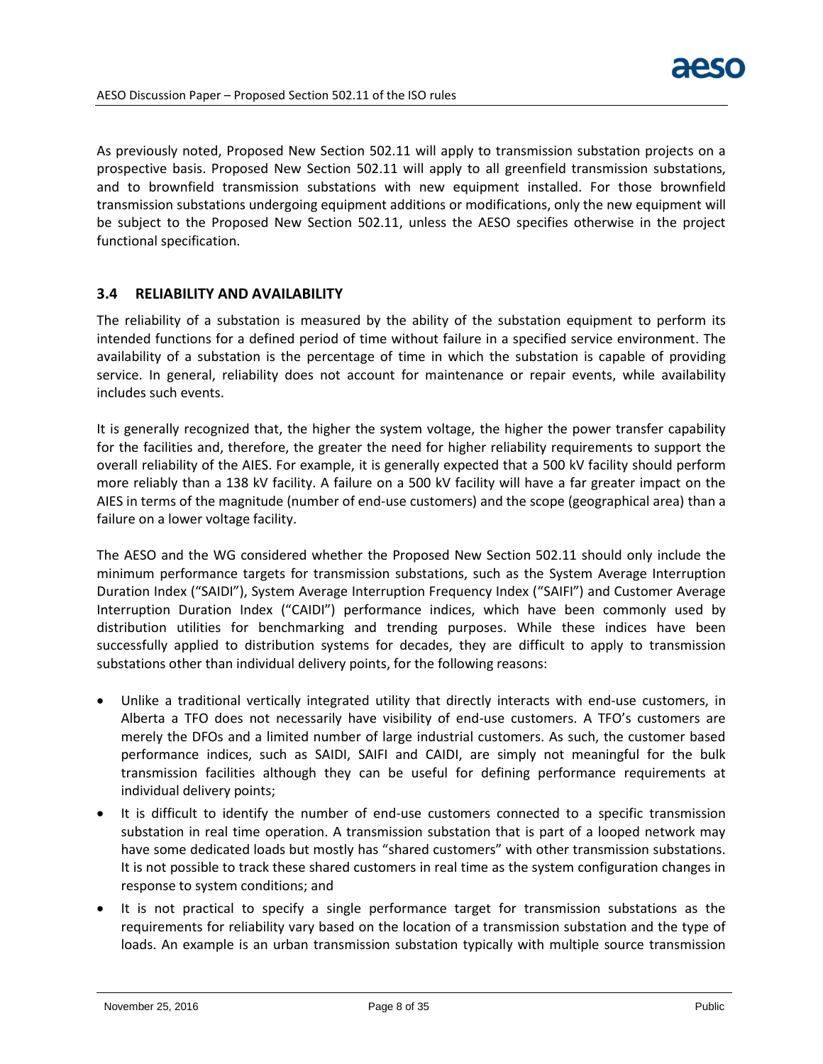As previously noted, Proposed New Section 502.11 will apply to transmission substation projects on a prospective basis. Proposed New Section 502.11 will apply to all greenfield transmission substations, and to brownfield transmission substations with new equipment installed. For those brownfield transmission substations undergoing equipment additions or modifications, only the new equipment will be subject to the Proposed New Section 502.11, unless the AESO specifies otherwise in the project functional specification.

### 3.4 RELIABILITY AND AVAILABILITY

The reliability of a substation is measured by the ability of the substation equipment to perform its intended functions for a defined period of time without failure in a specified service environment. The availability of a substation is the percentage of time in which the substation is capable of providing service. In general, reliability does not account for maintenance or repair events, while availability includes such events.

It is generally recognized that, the higher the system voltage, the higher the power transfer capability for the facilities and, therefore, the greater the need for higher reliability requirements to support the overall reliability of the AIES. For example, it is generally expected that a 500 kV facility should perform more reliably than a 138 kV facility. A failure on a 500 kV facility will have a far greater impact on the AIES in terms of the magnitude (number of end-use customers) and the scope (geographical area) than a failure on a lower voltage facility.

The AESO and the WG considered whether the Proposed New Section 502.11 should only include the minimum performance targets for transmission substations, such as the System Average Interruption Duration Index ("SAIDI"), System Average Interruption Frequency Index ("SAIFI") and Customer Average Interruption Duration Index ("CAIDI") performance indices, which have been commonly used by distribution utilities for benchmarking and trending purposes. While these indices have been successfully applied to distribution systems for decades, they are difficult to apply to transmission substations other than individual delivery points, for the following reasons:

- Unlike a traditional vertically integrated utility that directly interacts with end-use customers, in Alberta a TFO does not necessarily have visibility of end-use customers. A TFO's customers are merely the DFOs and a limited number of large industrial customers. As such, the customer based performance indices, such as SAIDI, SAIFI and CAIDI, are simply not meaningful for the bulk transmission facilities although they can be useful for defining performance requirements at individual delivery points;
- It is difficult to identify the number of end-use customers connected to a specific transmission substation in real time operation. A transmission substation that is part of a looped network may have some dedicated loads but mostly has "shared customers" with other transmission substations. It is not possible to track these shared customers in real time as the system configuration changes in response to system conditions; and
- It is not practical to specify a single performance target for transmission substations as the requirements for reliability vary based on the location of a transmission substation and the type of loads. An example is an urban transmission substation typically with multiple source transmission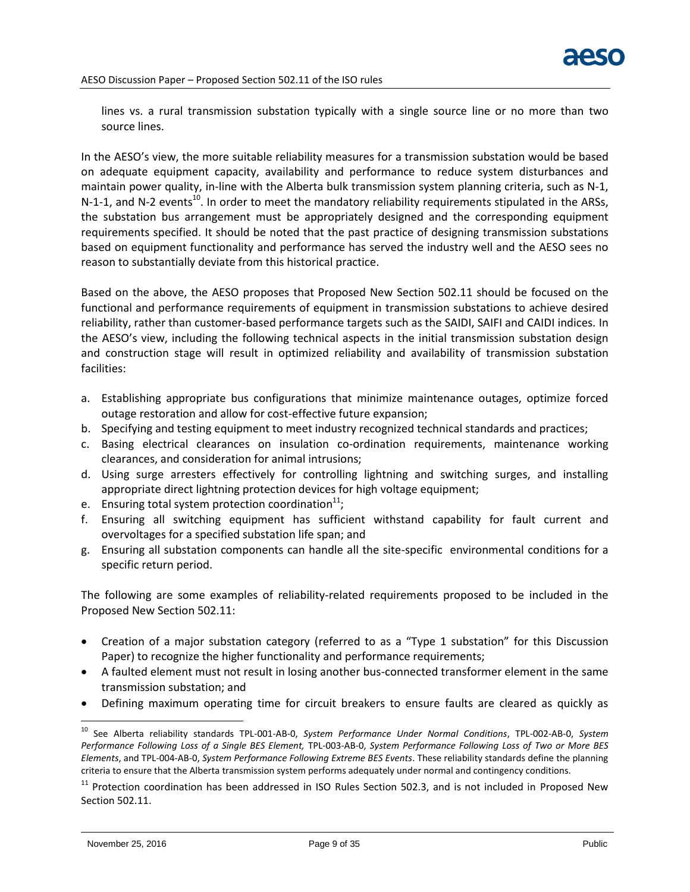lines vs. a rural transmission substation typically with a single source line or no more than two source lines.

In the AESO's view, the more suitable reliability measures for a transmission substation would be based on adequate equipment capacity, availability and performance to reduce system disturbances and maintain power quality, in-line with the Alberta bulk transmission system planning criteria, such as N-1, N-1-1, and N-2 events[10]. In order to meet the mandatory reliability requirements stipulated in the ARSs, the substation bus arrangement must be appropriately designed and the corresponding equipment requirements specified. It should be noted that the past practice of designing transmission substations based on equipment functionality and performance has served the industry well and the AESO sees no reason to substantially deviate from this historical practice.

Based on the above, the AESO proposes that Proposed New Section 502.11 should be focused on the functional and performance requirements of equipment in transmission substations to achieve desired reliability, rather than customer-based performance targets such as the SAIDI, SAIFI and CAIDI indices. In the AESO's view, including the following technical aspects in the initial transmission substation design and construction stage will result in optimized reliability and availability of transmission substation facilities:

a. Establishing appropriate bus configurations that minimize maintenance outages, optimize forced outage restoration and allow for cost-effective future expansion;
b. Specifying and testing equipment to meet industry recognized technical standards and practices;
c. Basing electrical clearances on insulation co-ordination requirements, maintenance working clearances, and consideration for animal intrusions;
d. Using surge arresters effectively for controlling lightning and switching surges, and installing appropriate direct lightning protection devices for high voltage equipment;
e. Ensuring total system protection coordination[11];
f. Ensuring all switching equipment has sufficient withstand capability for fault current and overvoltages for a specified substation life span; and
g. Ensuring all substation components can handle all the site-specific environmental conditions for a specific return period.

The following are some examples of reliability-related requirements proposed to be included in the Proposed New Section 502.11:

- Creation of a major substation category (referred to as a "Type 1 substation" for this Discussion Paper) to recognize the higher functionality and performance requirements;
- A faulted element must not result in losing another bus-connected transformer element in the same transmission substation; and
- Defining maximum operating time for circuit breakers to ensure faults are cleared as quickly as

[10] See Alberta reliability standards TPL-001-AB-0, *System Performance Under Normal Conditions*, TPL-002-AB-0, *System Performance Following Loss of a Single BES Element,* TPL-003-AB-0, *System Performance Following Loss of Two or More BES Elements*, and TPL-004-AB-0, *System Performance Following Extreme BES Events*. These reliability standards define the planning criteria to ensure that the Alberta transmission system performs adequately under normal and contingency conditions.

[11] Protection coordination has been addressed in ISO Rules Section 502.3, and is not included in Proposed New Section 502.11.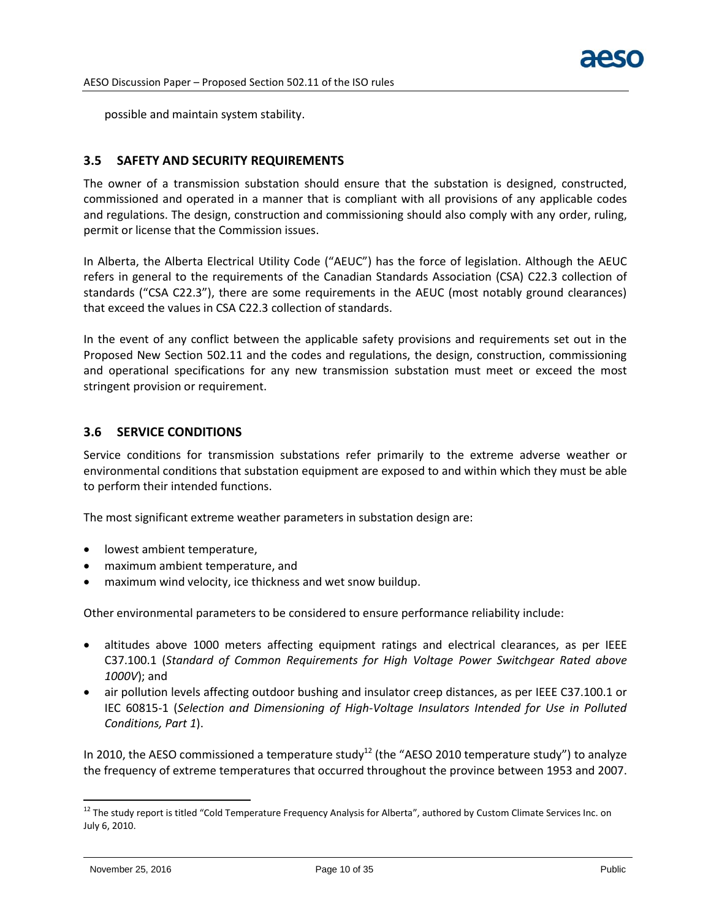possible and maintain system stability.

### 3.5 SAFETY AND SECURITY REQUIREMENTS

The owner of a transmission substation should ensure that the substation is designed, constructed, commissioned and operated in a manner that is compliant with all provisions of any applicable codes and regulations. The design, construction and commissioning should also comply with any order, ruling, permit or license that the Commission issues.

In Alberta, the Alberta Electrical Utility Code ("AEUC") has the force of legislation. Although the AEUC refers in general to the requirements of the Canadian Standards Association (CSA) C22.3 collection of standards ("CSA C22.3"), there are some requirements in the AEUC (most notably ground clearances) that exceed the values in CSA C22.3 collection of standards.

In the event of any conflict between the applicable safety provisions and requirements set out in the Proposed New Section 502.11 and the codes and regulations, the design, construction, commissioning and operational specifications for any new transmission substation must meet or exceed the most stringent provision or requirement.

### 3.6 SERVICE CONDITIONS

Service conditions for transmission substations refer primarily to the extreme adverse weather or environmental conditions that substation equipment are exposed to and within which they must be able to perform their intended functions.

The most significant extreme weather parameters in substation design are:

- lowest ambient temperature,
- maximum ambient temperature, and
- maximum wind velocity, ice thickness and wet snow buildup.

Other environmental parameters to be considered to ensure performance reliability include:

- altitudes above 1000 meters affecting equipment ratings and electrical clearances, as per IEEE C37.100.1 (*Standard of Common Requirements for High Voltage Power Switchgear Rated above 1000V*); and
- air pollution levels affecting outdoor bushing and insulator creep distances, as per IEEE C37.100.1 or IEC 60815-1 (*Selection and Dimensioning of High-Voltage Insulators Intended for Use in Polluted Conditions, Part 1*).

In 2010, the AESO commissioned a temperature study[12] (the "AESO 2010 temperature study") to analyze the frequency of extreme temperatures that occurred throughout the province between 1953 and 2007.

[12] The study report is titled "Cold Temperature Frequency Analysis for Alberta", authored by Custom Climate Services Inc. on July 6, 2010.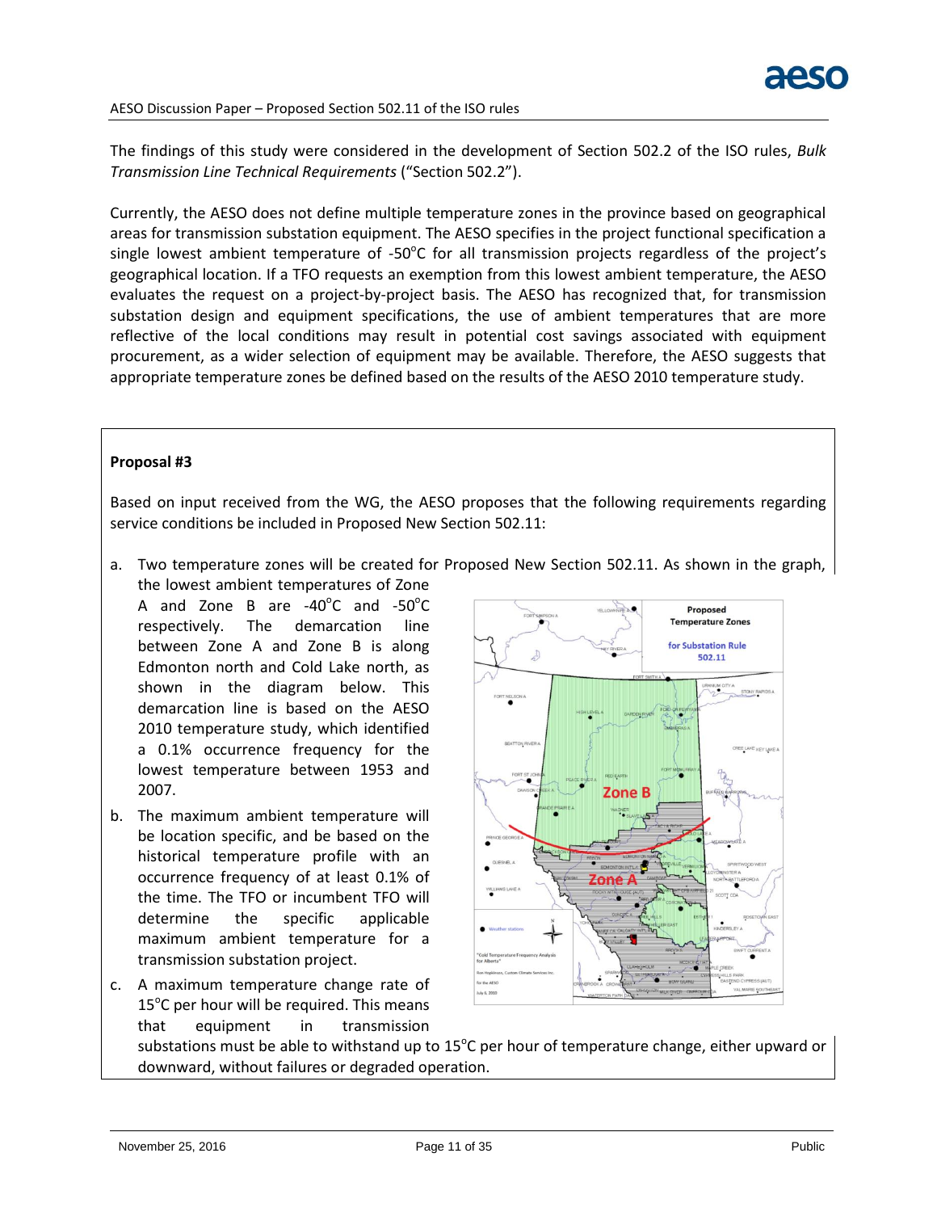The findings of this study were considered in the development of Section 502.2 of the ISO rules, *Bulk Transmission Line Technical Requirements* ("Section 502.2").

Currently, the AESO does not define multiple temperature zones in the province based on geographical areas for transmission substation equipment. The AESO specifies in the project functional specification a single lowest ambient temperature of -50°C for all transmission projects regardless of the project's geographical location. If a TFO requests an exemption from this lowest ambient temperature, the AESO evaluates the request on a project-by-project basis. The AESO has recognized that, for transmission substation design and equipment specifications, the use of ambient temperatures that are more reflective of the local conditions may result in potential cost savings associated with equipment procurement, as a wider selection of equipment may be available. Therefore, the AESO suggests that appropriate temperature zones be defined based on the results of the AESO 2010 temperature study.

**Proposal #3**

Based on input received from the WG, the AESO proposes that the following requirements regarding service conditions be included in Proposed New Section 502.11:

a. Two temperature zones will be created for Proposed New Section 502.11. As shown in the graph, the lowest ambient temperatures of Zone A and Zone B are -40°C and -50°C respectively. The demarcation line between Zone A and Zone B is along Edmonton north and Cold Lake north, as shown in the diagram below. This demarcation line is based on the AESO 2010 temperature study, which identified a 0.1% occurrence frequency for the lowest temperature between 1953 and 2007.

b. The maximum ambient temperature will be location specific, and be based on the historical temperature profile with an occurrence frequency of at least 0.1% of the time. The TFO or incumbent TFO will determine the specific applicable maximum ambient temperature for a transmission substation project.

c. A maximum temperature change rate of 15°C per hour will be required. This means that equipment in transmission substations must be able to withstand up to 15°C per hour of temperature change, either upward or downward, without failures or degraded operation.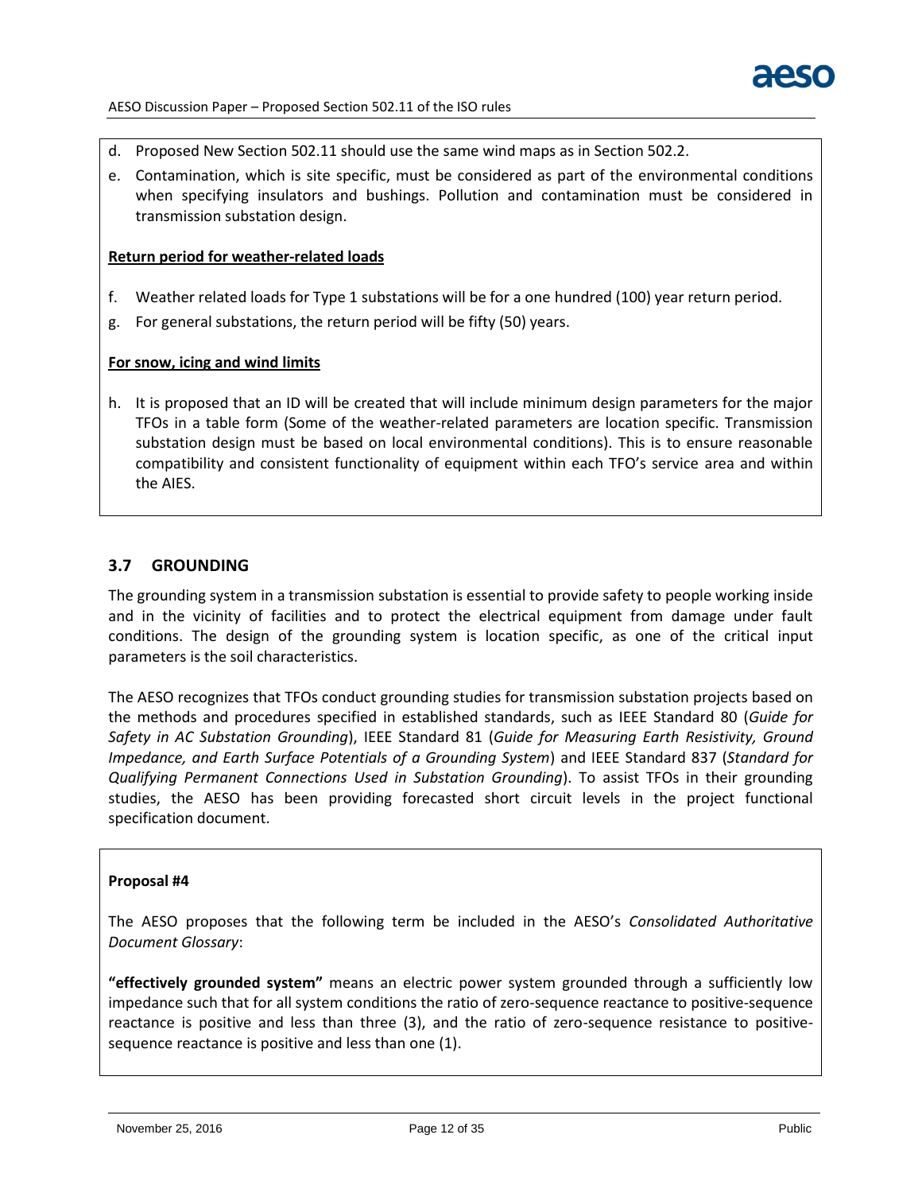d. Proposed New Section 502.11 should use the same wind maps as in Section 502.2.

e. Contamination, which is site specific, must be considered as part of the environmental conditions when specifying insulators and bushings. Pollution and contamination must be considered in transmission substation design.

**Return period for weather-related loads**

f. Weather related loads for Type 1 substations will be for a one hundred (100) year return period.

g. For general substations, the return period will be fifty (50) years.

**For snow, icing and wind limits**

h. It is proposed that an ID will be created that will include minimum design parameters for the major TFOs in a table form (Some of the weather-related parameters are location specific. Transmission substation design must be based on local environmental conditions). This is to ensure reasonable compatibility and consistent functionality of equipment within each TFO's service area and within the AIES.

## 3.7 GROUNDING

The grounding system in a transmission substation is essential to provide safety to people working inside and in the vicinity of facilities and to protect the electrical equipment from damage under fault conditions. The design of the grounding system is location specific, as one of the critical input parameters is the soil characteristics.

The AESO recognizes that TFOs conduct grounding studies for transmission substation projects based on the methods and procedures specified in established standards, such as IEEE Standard 80 (*Guide for Safety in AC Substation Grounding*), IEEE Standard 81 (*Guide for Measuring Earth Resistivity, Ground Impedance, and Earth Surface Potentials of a Grounding System*) and IEEE Standard 837 (*Standard for Qualifying Permanent Connections Used in Substation Grounding*). To assist TFOs in their grounding studies, the AESO has been providing forecasted short circuit levels in the project functional specification document.

**Proposal #4**

The AESO proposes that the following term be included in the AESO's *Consolidated Authoritative Document Glossary*:

**"effectively grounded system"** means an electric power system grounded through a sufficiently low impedance such that for all system conditions the ratio of zero-sequence reactance to positive-sequence reactance is positive and less than three (3), and the ratio of zero-sequence resistance to positive-sequence reactance is positive and less than one (1).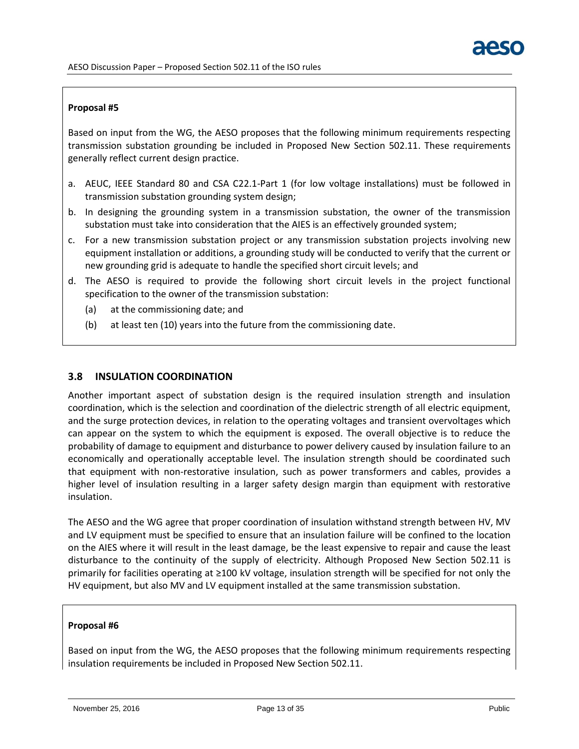**Proposal #5**

Based on input from the WG, the AESO proposes that the following minimum requirements respecting transmission substation grounding be included in Proposed New Section 502.11. These requirements generally reflect current design practice.

a. AEUC, IEEE Standard 80 and CSA C22.1-Part 1 (for low voltage installations) must be followed in transmission substation grounding system design;
b. In designing the grounding system in a transmission substation, the owner of the transmission substation must take into consideration that the AIES is an effectively grounded system;
c. For a new transmission substation project or any transmission substation projects involving new equipment installation or additions, a grounding study will be conducted to verify that the current or new grounding grid is adequate to handle the specified short circuit levels; and
d. The AESO is required to provide the following short circuit levels in the project functional specification to the owner of the transmission substation:
   (a) at the commissioning date; and
   (b) at least ten (10) years into the future from the commissioning date.

### 3.8 INSULATION COORDINATION

Another important aspect of substation design is the required insulation strength and insulation coordination, which is the selection and coordination of the dielectric strength of all electric equipment, and the surge protection devices, in relation to the operating voltages and transient overvoltages which can appear on the system to which the equipment is exposed. The overall objective is to reduce the probability of damage to equipment and disturbance to power delivery caused by insulation failure to an economically and operationally acceptable level. The insulation strength should be coordinated such that equipment with non-restorative insulation, such as power transformers and cables, provides a higher level of insulation resulting in a larger safety design margin than equipment with restorative insulation.

The AESO and the WG agree that proper coordination of insulation withstand strength between HV, MV and LV equipment must be specified to ensure that an insulation failure will be confined to the location on the AIES where it will result in the least damage, be the least expensive to repair and cause the least disturbance to the continuity of the supply of electricity. Although Proposed New Section 502.11 is primarily for facilities operating at ≥100 kV voltage, insulation strength will be specified for not only the HV equipment, but also MV and LV equipment installed at the same transmission substation.

**Proposal #6**

Based on input from the WG, the AESO proposes that the following minimum requirements respecting insulation requirements be included in Proposed New Section 502.11.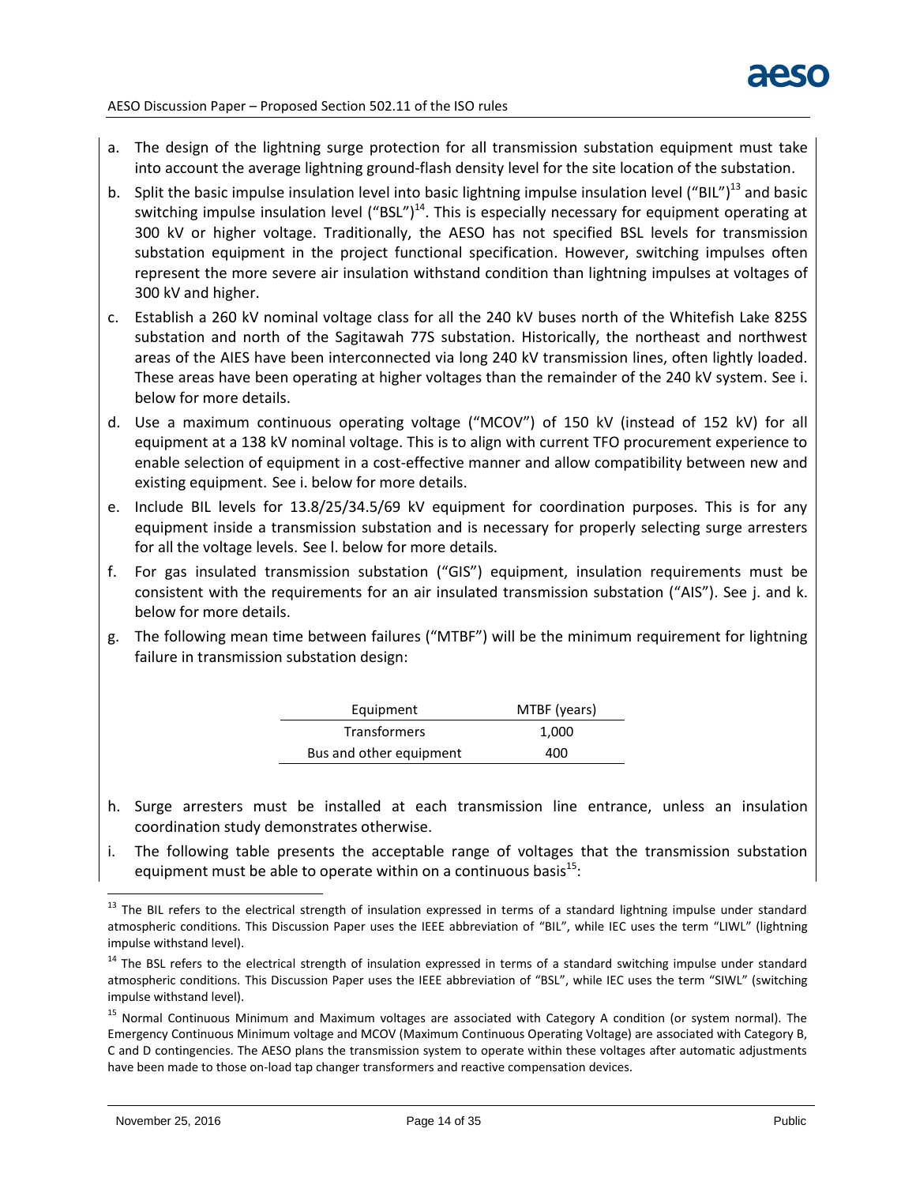a. The design of the lightning surge protection for all transmission substation equipment must take into account the average lightning ground-flash density level for the site location of the substation.

b. Split the basic impulse insulation level into basic lightning impulse insulation level ("BIL")[13] and basic switching impulse insulation level ("BSL")[14]. This is especially necessary for equipment operating at 300 kV or higher voltage. Traditionally, the AESO has not specified BSL levels for transmission substation equipment in the project functional specification. However, switching impulses often represent the more severe air insulation withstand condition than lightning impulses at voltages of 300 kV and higher.

c. Establish a 260 kV nominal voltage class for all the 240 kV buses north of the Whitefish Lake 825S substation and north of the Sagitawah 77S substation. Historically, the northeast and northwest areas of the AIES have been interconnected via long 240 kV transmission lines, often lightly loaded. These areas have been operating at higher voltages than the remainder of the 240 kV system. See i. below for more details.

d. Use a maximum continuous operating voltage ("MCOV") of 150 kV (instead of 152 kV) for all equipment at a 138 kV nominal voltage. This is to align with current TFO procurement experience to enable selection of equipment in a cost-effective manner and allow compatibility between new and existing equipment. See i. below for more details.

e. Include BIL levels for 13.8/25/34.5/69 kV equipment for coordination purposes. This is for any equipment inside a transmission substation and is necessary for properly selecting surge arresters for all the voltage levels. See l. below for more details.

f. For gas insulated transmission substation ("GIS") equipment, insulation requirements must be consistent with the requirements for an air insulated transmission substation ("AIS"). See j. and k. below for more details.

g. The following mean time between failures ("MTBF") will be the minimum requirement for lightning failure in transmission substation design:

| Equipment | MTBF (years) |
|---|---|
| Transformers | 1,000 |
| Bus and other equipment | 400 |

h. Surge arresters must be installed at each transmission line entrance, unless an insulation coordination study demonstrates otherwise.

i. The following table presents the acceptable range of voltages that the transmission substation equipment must be able to operate within on a continuous basis[15]:

[13] The BIL refers to the electrical strength of insulation expressed in terms of a standard lightning impulse under standard atmospheric conditions. This Discussion Paper uses the IEEE abbreviation of "BIL", while IEC uses the term "LIWL" (lightning impulse withstand level).

[14] The BSL refers to the electrical strength of insulation expressed in terms of a standard switching impulse under standard atmospheric conditions. This Discussion Paper uses the IEEE abbreviation of "BSL", while IEC uses the term "SIWL" (switching impulse withstand level).

[15] Normal Continuous Minimum and Maximum voltages are associated with Category A condition (or system normal). The Emergency Continuous Minimum voltage and MCOV (Maximum Continuous Operating Voltage) are associated with Category B, C and D contingencies. The AESO plans the transmission system to operate within these voltages after automatic adjustments have been made to those on-load tap changer transformers and reactive compensation devices.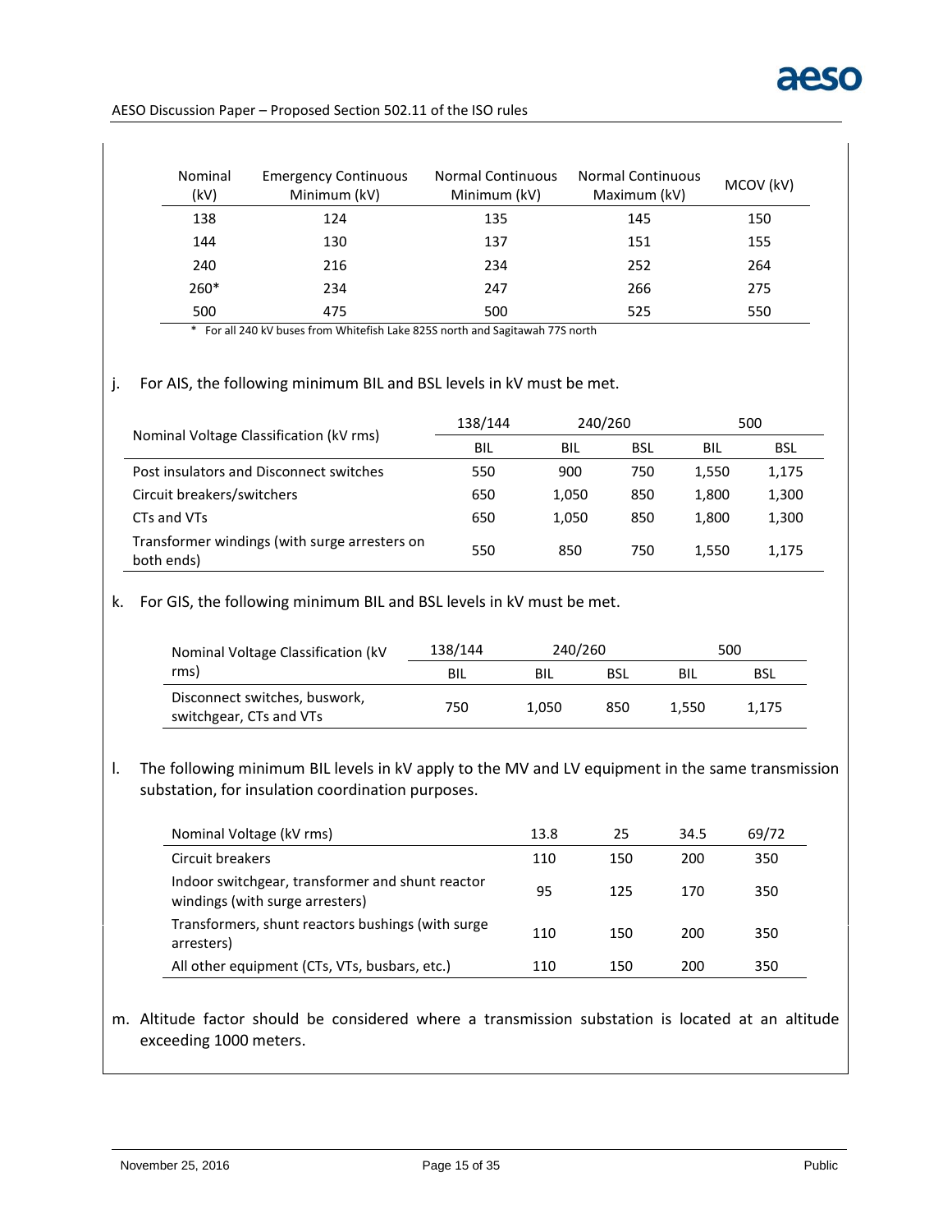| Nominal (kV) | Emergency Continuous Minimum (kV) | Normal Continuous Minimum (kV) | Normal Continuous Maximum (kV) | MCOV (kV) |
|---|---|---|---|---|
| 138 | 124 | 135 | 145 | 150 |
| 144 | 130 | 137 | 151 | 155 |
| 240 | 216 | 234 | 252 | 264 |
| 260* | 234 | 247 | 266 | 275 |
| 500 | 475 | 500 | 525 | 550 |

\* For all 240 kV buses from Whitefish Lake 825S north and Sagitawah 77S north

j. For AIS, the following minimum BIL and BSL levels in kV must be met.

| Nominal Voltage Classification (kV rms) | 138/144 | 240/260 | | 500 | |
|---|---|---|---|---|---|
| | BIL | BIL | BSL | BIL | BSL |
| Post insulators and Disconnect switches | 550 | 900 | 750 | 1,550 | 1,175 |
| Circuit breakers/switchers | 650 | 1,050 | 850 | 1,800 | 1,300 |
| CTs and VTs | 650 | 1,050 | 850 | 1,800 | 1,300 |
| Transformer windings (with surge arresters on both ends) | 550 | 850 | 750 | 1,550 | 1,175 |

k. For GIS, the following minimum BIL and BSL levels in kV must be met.

| Nominal Voltage Classification (kV rms) | 138/144 | 240/260 | | 500 | |
|---|---|---|---|---|---|
| | BIL | BIL | BSL | BIL | BSL |
| Disconnect switches, buswork, switchgear, CTs and VTs | 750 | 1,050 | 850 | 1,550 | 1,175 |

l. The following minimum BIL levels in kV apply to the MV and LV equipment in the same transmission substation, for insulation coordination purposes.

| Nominal Voltage (kV rms) | 13.8 | 25 | 34.5 | 69/72 |
|---|---|---|---|---|
| Circuit breakers | 110 | 150 | 200 | 350 |
| Indoor switchgear, transformer and shunt reactor windings (with surge arresters) | 95 | 125 | 170 | 350 |
| Transformers, shunt reactors bushings (with surge arresters) | 110 | 150 | 200 | 350 |
| All other equipment (CTs, VTs, busbars, etc.) | 110 | 150 | 200 | 350 |

m. Altitude factor should be considered where a transmission substation is located at an altitude exceeding 1000 meters.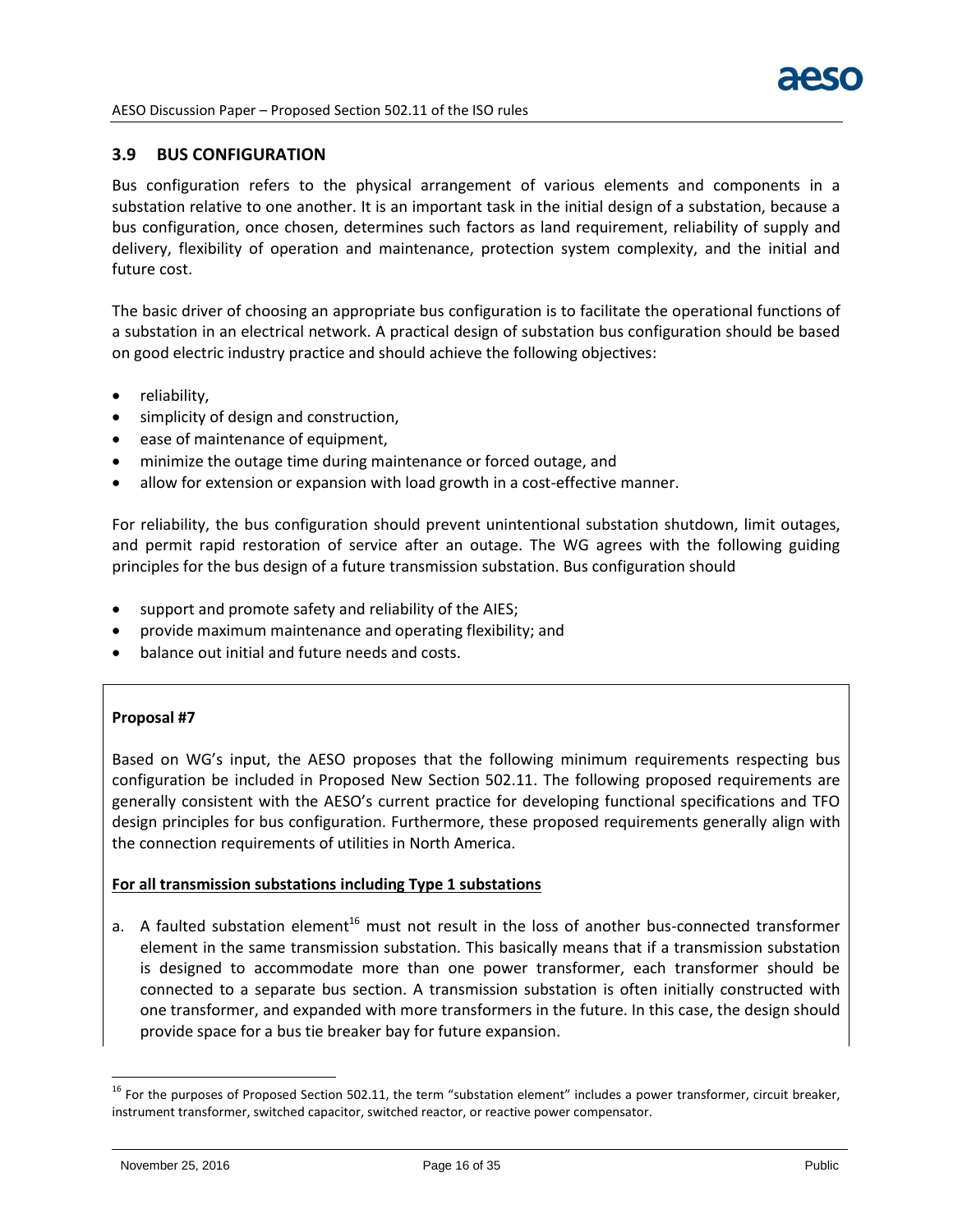### 3.9 BUS CONFIGURATION

Bus configuration refers to the physical arrangement of various elements and components in a substation relative to one another. It is an important task in the initial design of a substation, because a bus configuration, once chosen, determines such factors as land requirement, reliability of supply and delivery, flexibility of operation and maintenance, protection system complexity, and the initial and future cost.

The basic driver of choosing an appropriate bus configuration is to facilitate the operational functions of a substation in an electrical network. A practical design of substation bus configuration should be based on good electric industry practice and should achieve the following objectives:

- reliability,
- simplicity of design and construction,
- ease of maintenance of equipment,
- minimize the outage time during maintenance or forced outage, and
- allow for extension or expansion with load growth in a cost-effective manner.

For reliability, the bus configuration should prevent unintentional substation shutdown, limit outages, and permit rapid restoration of service after an outage. The WG agrees with the following guiding principles for the bus design of a future transmission substation. Bus configuration should

- support and promote safety and reliability of the AIES;
- provide maximum maintenance and operating flexibility; and
- balance out initial and future needs and costs.

**Proposal #7**

Based on WG's input, the AESO proposes that the following minimum requirements respecting bus configuration be included in Proposed New Section 502.11. The following proposed requirements are generally consistent with the AESO's current practice for developing functional specifications and TFO design principles for bus configuration. Furthermore, these proposed requirements generally align with the connection requirements of utilities in North America.

**For all transmission substations including Type 1 substations**

a. A faulted substation element[16] must not result in the loss of another bus-connected transformer element in the same transmission substation. This basically means that if a transmission substation is designed to accommodate more than one power transformer, each transformer should be connected to a separate bus section. A transmission substation is often initially constructed with one transformer, and expanded with more transformers in the future. In this case, the design should provide space for a bus tie breaker bay for future expansion.

[16] For the purposes of Proposed Section 502.11, the term "substation element" includes a power transformer, circuit breaker, instrument transformer, switched capacitor, switched reactor, or reactive power compensator.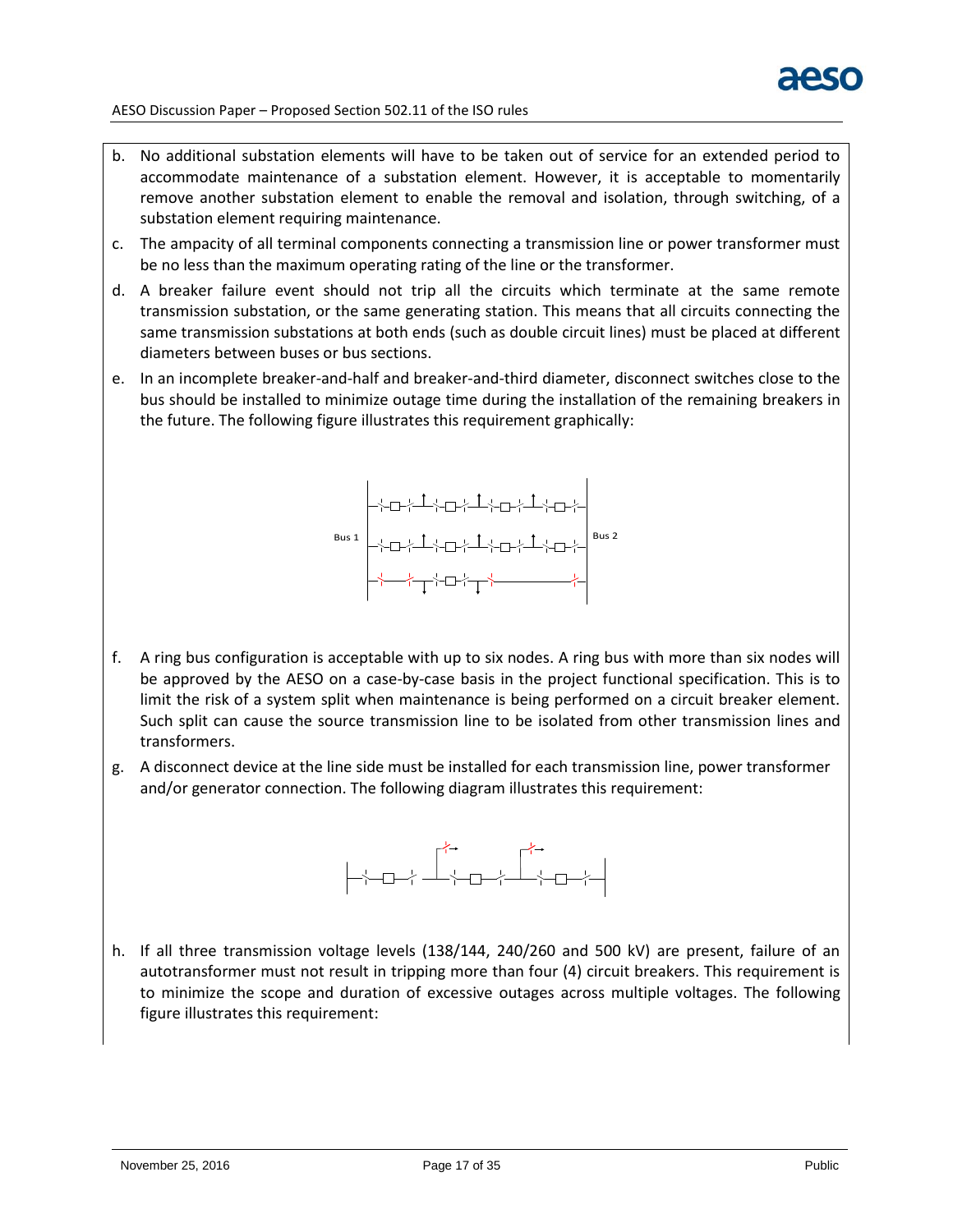b. No additional substation elements will have to be taken out of service for an extended period to accommodate maintenance of a substation element. However, it is acceptable to momentarily remove another substation element to enable the removal and isolation, through switching, of a substation element requiring maintenance.

c. The ampacity of all terminal components connecting a transmission line or power transformer must be no less than the maximum operating rating of the line or the transformer.

d. A breaker failure event should not trip all the circuits which terminate at the same remote transmission substation, or the same generating station. This means that all circuits connecting the same transmission substations at both ends (such as double circuit lines) must be placed at different diameters between buses or bus sections.

e. In an incomplete breaker-and-half and breaker-and-third diameter, disconnect switches close to the bus should be installed to minimize outage time during the installation of the remaining breakers in the future. The following figure illustrates this requirement graphically:

Bus 1 Bus 2

f. A ring bus configuration is acceptable with up to six nodes. A ring bus with more than six nodes will be approved by the AESO on a case-by-case basis in the project functional specification. This is to limit the risk of a system split when maintenance is being performed on a circuit breaker element. Such split can cause the source transmission line to be isolated from other transmission lines and transformers.

g. A disconnect device at the line side must be installed for each transmission line, power transformer and/or generator connection. The following diagram illustrates this requirement:

h. If all three transmission voltage levels (138/144, 240/260 and 500 kV) are present, failure of an autotransformer must not result in tripping more than four (4) circuit breakers. This requirement is to minimize the scope and duration of excessive outages across multiple voltages. The following figure illustrates this requirement: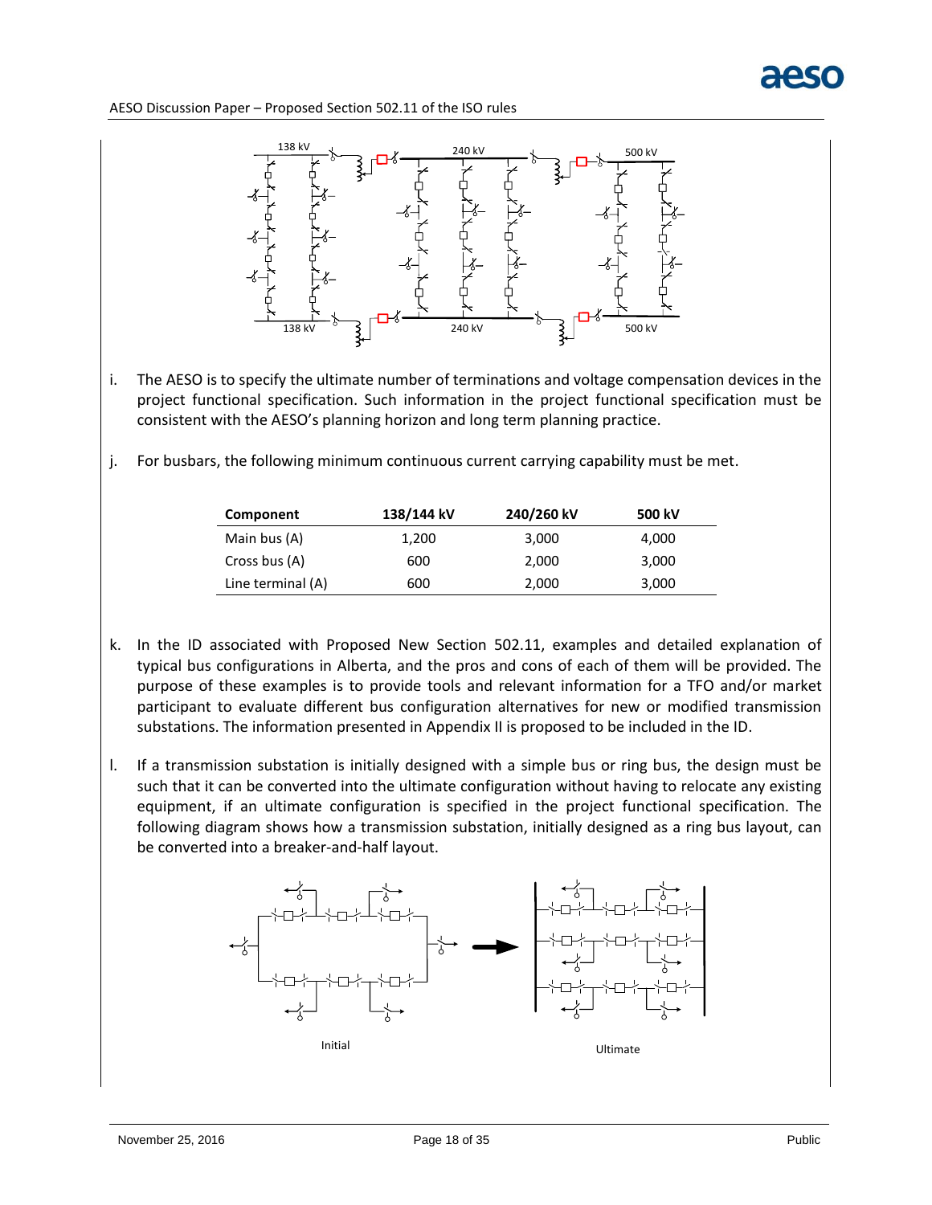i. The AESO is to specify the ultimate number of terminations and voltage compensation devices in the project functional specification. Such information in the project functional specification must be consistent with the AESO's planning horizon and long term planning practice.

j. For busbars, the following minimum continuous current carrying capability must be met.

| Component | 138/144 kV | 240/260 kV | 500 kV |
|---|---|---|---|
| Main bus (A) | 1,200 | 3,000 | 4,000 |
| Cross bus (A) | 600 | 2,000 | 3,000 |
| Line terminal (A) | 600 | 2,000 | 3,000 |

k. In the ID associated with Proposed New Section 502.11, examples and detailed explanation of typical bus configurations in Alberta, and the pros and cons of each of them will be provided. The purpose of these examples is to provide tools and relevant information for a TFO and/or market participant to evaluate different bus configuration alternatives for new or modified transmission substations. The information presented in Appendix II is proposed to be included in the ID.

l. If a transmission substation is initially designed with a simple bus or ring bus, the design must be such that it can be converted into the ultimate configuration without having to relocate any existing equipment, if an ultimate configuration is specified in the project functional specification. The following diagram shows how a transmission substation, initially designed as a ring bus layout, can be converted into a breaker-and-half layout.

Initial

Ultimate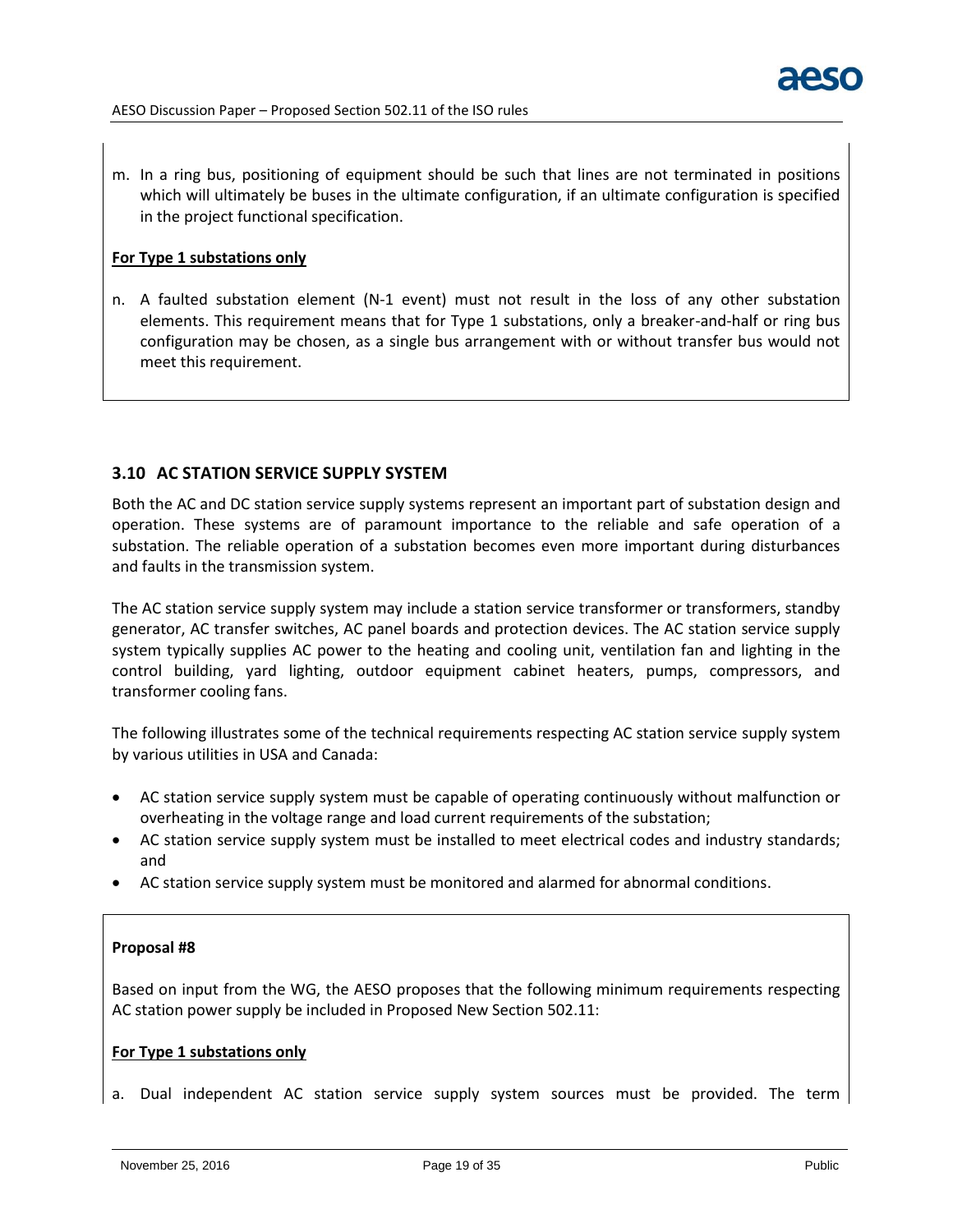m. In a ring bus, positioning of equipment should be such that lines are not terminated in positions which will ultimately be buses in the ultimate configuration, if an ultimate configuration is specified in the project functional specification.

**For Type 1 substations only**

n. A faulted substation element (N-1 event) must not result in the loss of any other substation elements. This requirement means that for Type 1 substations, only a breaker-and-half or ring bus configuration may be chosen, as a single bus arrangement with or without transfer bus would not meet this requirement.

## 3.10 AC STATION SERVICE SUPPLY SYSTEM

Both the AC and DC station service supply systems represent an important part of substation design and operation. These systems are of paramount importance to the reliable and safe operation of a substation. The reliable operation of a substation becomes even more important during disturbances and faults in the transmission system.

The AC station service supply system may include a station service transformer or transformers, standby generator, AC transfer switches, AC panel boards and protection devices. The AC station service supply system typically supplies AC power to the heating and cooling unit, ventilation fan and lighting in the control building, yard lighting, outdoor equipment cabinet heaters, pumps, compressors, and transformer cooling fans.

The following illustrates some of the technical requirements respecting AC station service supply system by various utilities in USA and Canada:

- AC station service supply system must be capable of operating continuously without malfunction or overheating in the voltage range and load current requirements of the substation;
- AC station service supply system must be installed to meet electrical codes and industry standards; and
- AC station service supply system must be monitored and alarmed for abnormal conditions.

**Proposal #8**

Based on input from the WG, the AESO proposes that the following minimum requirements respecting AC station power supply be included in Proposed New Section 502.11:

**For Type 1 substations only**

a. Dual independent AC station service supply system sources must be provided. The term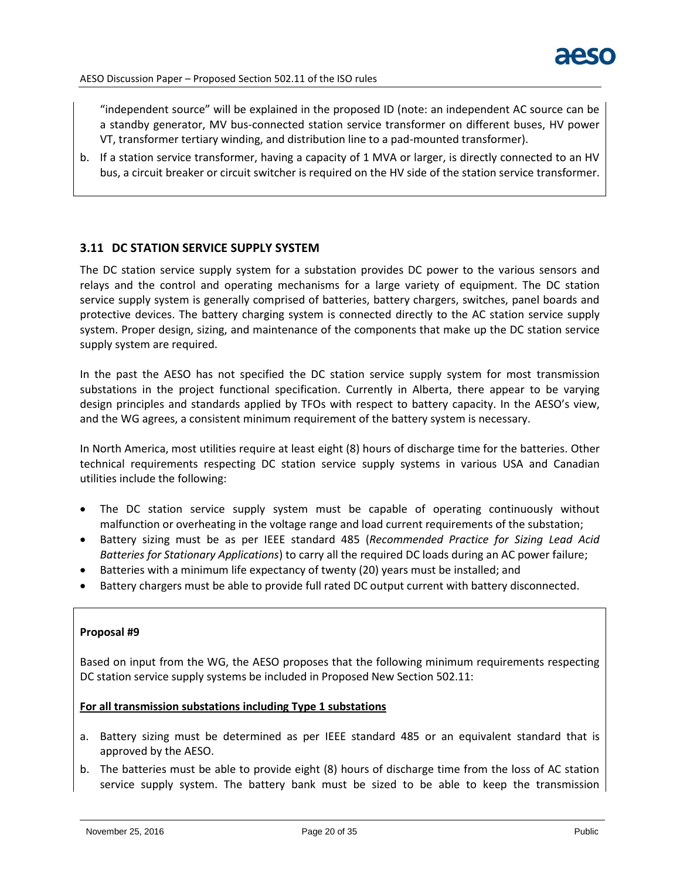"independent source" will be explained in the proposed ID (note: an independent AC source can be a standby generator, MV bus-connected station service transformer on different buses, HV power VT, transformer tertiary winding, and distribution line to a pad-mounted transformer).

b. If a station service transformer, having a capacity of 1 MVA or larger, is directly connected to an HV bus, a circuit breaker or circuit switcher is required on the HV side of the station service transformer.

### 3.11 DC STATION SERVICE SUPPLY SYSTEM

The DC station service supply system for a substation provides DC power to the various sensors and relays and the control and operating mechanisms for a large variety of equipment. The DC station service supply system is generally comprised of batteries, battery chargers, switches, panel boards and protective devices. The battery charging system is connected directly to the AC station service supply system. Proper design, sizing, and maintenance of the components that make up the DC station service supply system are required.

In the past the AESO has not specified the DC station service supply system for most transmission substations in the project functional specification. Currently in Alberta, there appear to be varying design principles and standards applied by TFOs with respect to battery capacity. In the AESO's view, and the WG agrees, a consistent minimum requirement of the battery system is necessary.

In North America, most utilities require at least eight (8) hours of discharge time for the batteries. Other technical requirements respecting DC station service supply systems in various USA and Canadian utilities include the following:

- The DC station service supply system must be capable of operating continuously without malfunction or overheating in the voltage range and load current requirements of the substation;
- Battery sizing must be as per IEEE standard 485 (*Recommended Practice for Sizing Lead Acid Batteries for Stationary Applications*) to carry all the required DC loads during an AC power failure;
- Batteries with a minimum life expectancy of twenty (20) years must be installed; and
- Battery chargers must be able to provide full rated DC output current with battery disconnected.

**Proposal #9**

Based on input from the WG, the AESO proposes that the following minimum requirements respecting DC station service supply systems be included in Proposed New Section 502.11:

**For all transmission substations including Type 1 substations**

a. Battery sizing must be determined as per IEEE standard 485 or an equivalent standard that is approved by the AESO.
b. The batteries must be able to provide eight (8) hours of discharge time from the loss of AC station service supply system. The battery bank must be sized to be able to keep the transmission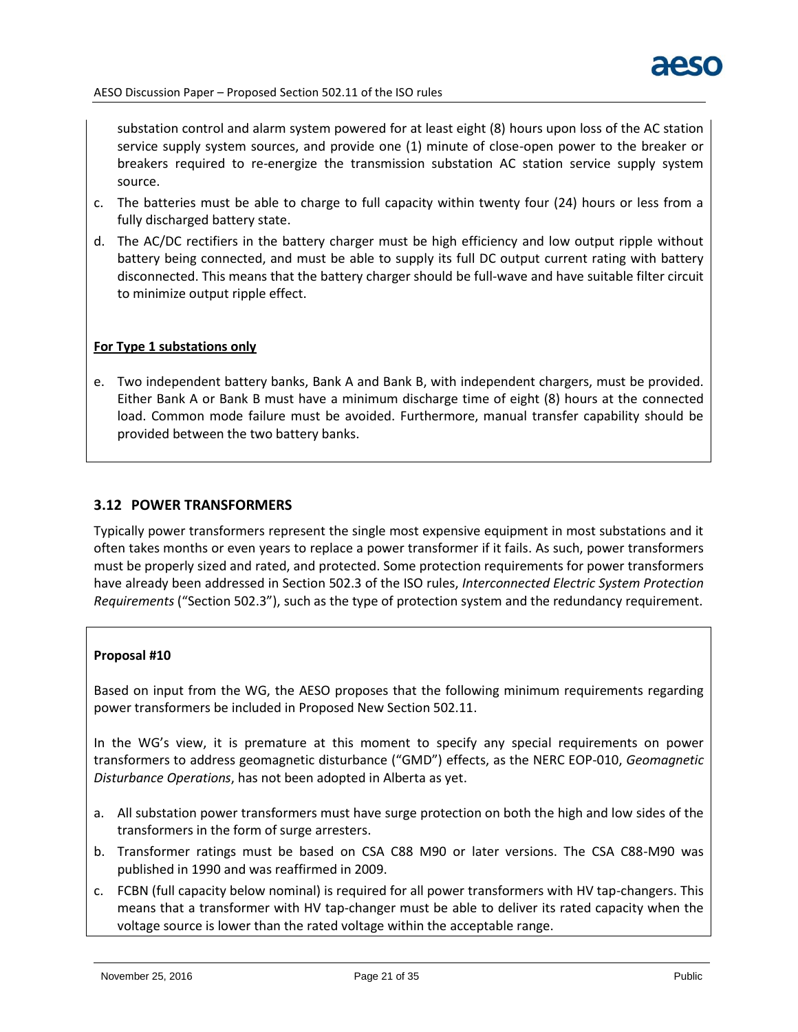substation control and alarm system powered for at least eight (8) hours upon loss of the AC station service supply system sources, and provide one (1) minute of close-open power to the breaker or breakers required to re-energize the transmission substation AC station service supply system source.

c. The batteries must be able to charge to full capacity within twenty four (24) hours or less from a fully discharged battery state.

d. The AC/DC rectifiers in the battery charger must be high efficiency and low output ripple without battery being connected, and must be able to supply its full DC output current rating with battery disconnected. This means that the battery charger should be full-wave and have suitable filter circuit to minimize output ripple effect.

**For Type 1 substations only**

e. Two independent battery banks, Bank A and Bank B, with independent chargers, must be provided. Either Bank A or Bank B must have a minimum discharge time of eight (8) hours at the connected load. Common mode failure must be avoided. Furthermore, manual transfer capability should be provided between the two battery banks.

### 3.12 POWER TRANSFORMERS

Typically power transformers represent the single most expensive equipment in most substations and it often takes months or even years to replace a power transformer if it fails. As such, power transformers must be properly sized and rated, and protected. Some protection requirements for power transformers have already been addressed in Section 502.3 of the ISO rules, *Interconnected Electric System Protection Requirements* ("Section 502.3"), such as the type of protection system and the redundancy requirement.

**Proposal #10**

Based on input from the WG, the AESO proposes that the following minimum requirements regarding power transformers be included in Proposed New Section 502.11.

In the WG's view, it is premature at this moment to specify any special requirements on power transformers to address geomagnetic disturbance ("GMD") effects, as the NERC EOP-010, *Geomagnetic Disturbance Operations*, has not been adopted in Alberta as yet.

a. All substation power transformers must have surge protection on both the high and low sides of the transformers in the form of surge arresters.

b. Transformer ratings must be based on CSA C88 M90 or later versions. The CSA C88-M90 was published in 1990 and was reaffirmed in 2009.

c. FCBN (full capacity below nominal) is required for all power transformers with HV tap-changers. This means that a transformer with HV tap-changer must be able to deliver its rated capacity when the voltage source is lower than the rated voltage within the acceptable range.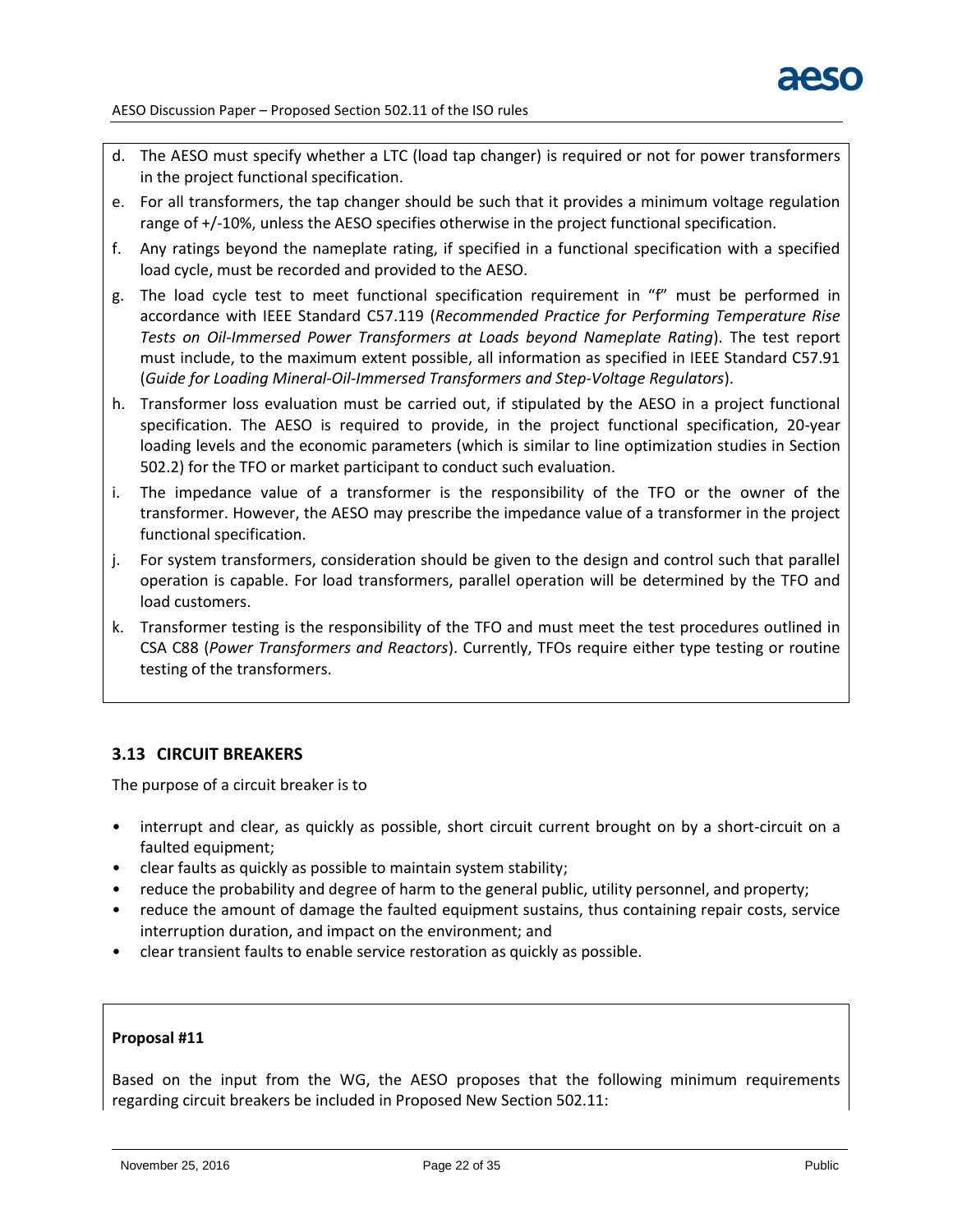d. The AESO must specify whether a LTC (load tap changer) is required or not for power transformers in the project functional specification.

e. For all transformers, the tap changer should be such that it provides a minimum voltage regulation range of +/-10%, unless the AESO specifies otherwise in the project functional specification.

f. Any ratings beyond the nameplate rating, if specified in a functional specification with a specified load cycle, must be recorded and provided to the AESO.

g. The load cycle test to meet functional specification requirement in "f" must be performed in accordance with IEEE Standard C57.119 (*Recommended Practice for Performing Temperature Rise Tests on Oil-Immersed Power Transformers at Loads beyond Nameplate Rating*). The test report must include, to the maximum extent possible, all information as specified in IEEE Standard C57.91 (*Guide for Loading Mineral-Oil-Immersed Transformers and Step-Voltage Regulators*).

h. Transformer loss evaluation must be carried out, if stipulated by the AESO in a project functional specification. The AESO is required to provide, in the project functional specification, 20-year loading levels and the economic parameters (which is similar to line optimization studies in Section 502.2) for the TFO or market participant to conduct such evaluation.

i. The impedance value of a transformer is the responsibility of the TFO or the owner of the transformer. However, the AESO may prescribe the impedance value of a transformer in the project functional specification.

j. For system transformers, consideration should be given to the design and control such that parallel operation is capable. For load transformers, parallel operation will be determined by the TFO and load customers.

k. Transformer testing is the responsibility of the TFO and must meet the test procedures outlined in CSA C88 (*Power Transformers and Reactors*). Currently, TFOs require either type testing or routine testing of the transformers.

### 3.13 CIRCUIT BREAKERS

The purpose of a circuit breaker is to

- interrupt and clear, as quickly as possible, short circuit current brought on by a short-circuit on a faulted equipment;
- clear faults as quickly as possible to maintain system stability;
- reduce the probability and degree of harm to the general public, utility personnel, and property;
- reduce the amount of damage the faulted equipment sustains, thus containing repair costs, service interruption duration, and impact on the environment; and
- clear transient faults to enable service restoration as quickly as possible.

**Proposal #11**

Based on the input from the WG, the AESO proposes that the following minimum requirements regarding circuit breakers be included in Proposed New Section 502.11: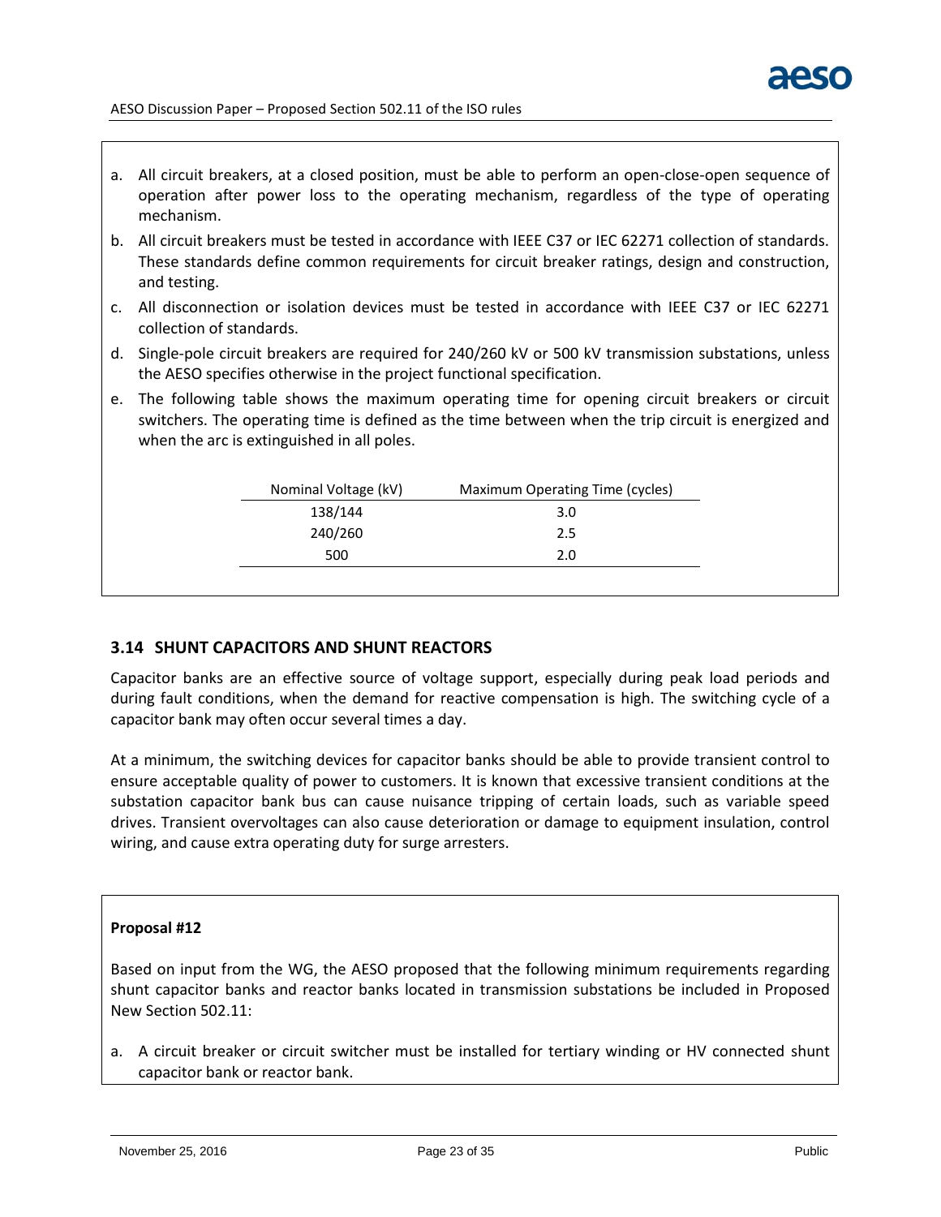a. All circuit breakers, at a closed position, must be able to perform an open-close-open sequence of operation after power loss to the operating mechanism, regardless of the type of operating mechanism.
b. All circuit breakers must be tested in accordance with IEEE C37 or IEC 62271 collection of standards. These standards define common requirements for circuit breaker ratings, design and construction, and testing.
c. All disconnection or isolation devices must be tested in accordance with IEEE C37 or IEC 62271 collection of standards.
d. Single-pole circuit breakers are required for 240/260 kV or 500 kV transmission substations, unless the AESO specifies otherwise in the project functional specification.
e. The following table shows the maximum operating time for opening circuit breakers or circuit switchers. The operating time is defined as the time between when the trip circuit is energized and when the arc is extinguished in all poles.

| Nominal Voltage (kV) | Maximum Operating Time (cycles) |
|---|---|
| 138/144 | 3.0 |
| 240/260 | 2.5 |
| 500 | 2.0 |

## 3.14 SHUNT CAPACITORS AND SHUNT REACTORS

Capacitor banks are an effective source of voltage support, especially during peak load periods and during fault conditions, when the demand for reactive compensation is high. The switching cycle of a capacitor bank may often occur several times a day.

At a minimum, the switching devices for capacitor banks should be able to provide transient control to ensure acceptable quality of power to customers. It is known that excessive transient conditions at the substation capacitor bank bus can cause nuisance tripping of certain loads, such as variable speed drives. Transient overvoltages can also cause deterioration or damage to equipment insulation, control wiring, and cause extra operating duty for surge arresters.

**Proposal #12**

Based on input from the WG, the AESO proposed that the following minimum requirements regarding shunt capacitor banks and reactor banks located in transmission substations be included in Proposed New Section 502.11:

a. A circuit breaker or circuit switcher must be installed for tertiary winding or HV connected shunt capacitor bank or reactor bank.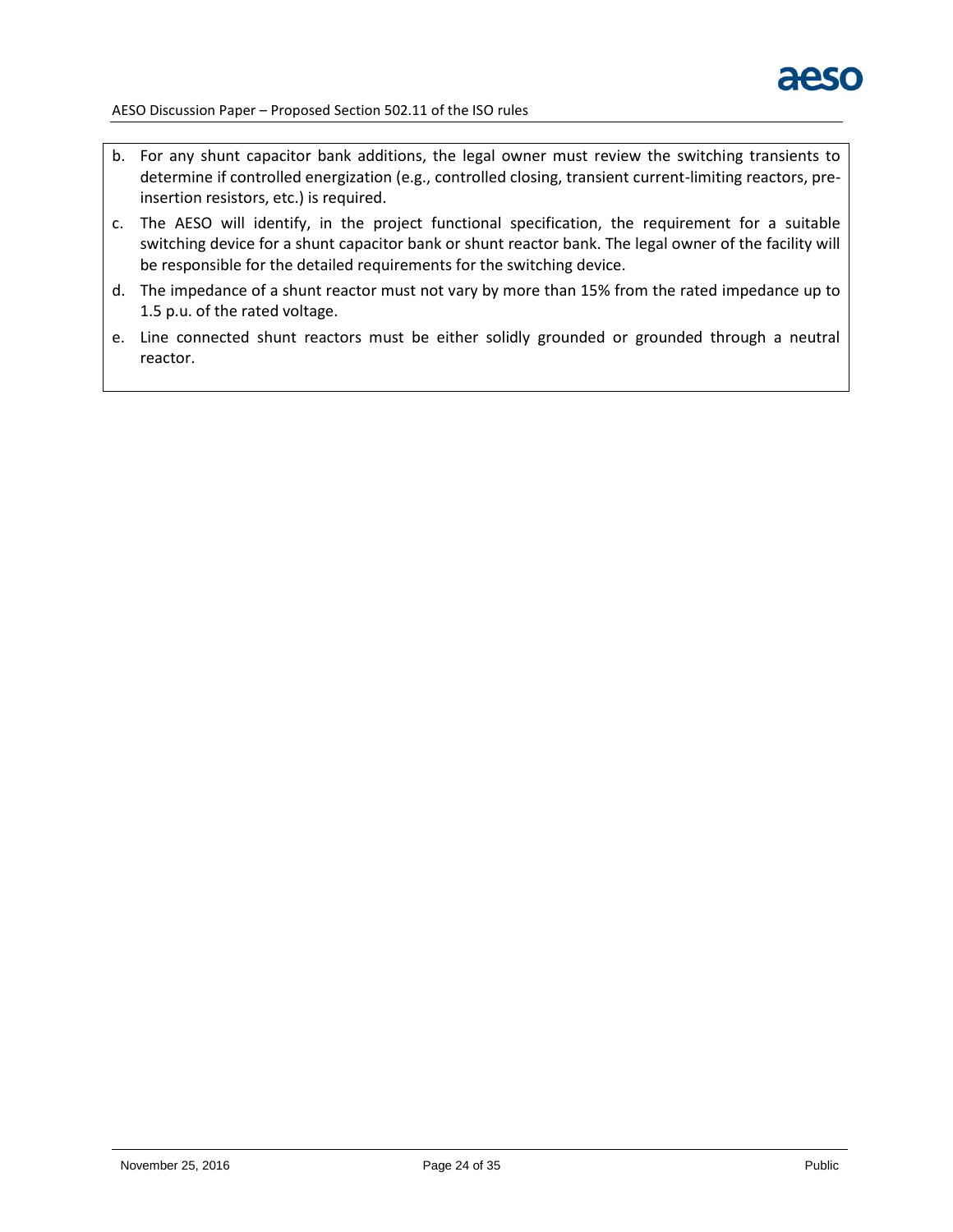b. For any shunt capacitor bank additions, the legal owner must review the switching transients to determine if controlled energization (e.g., controlled closing, transient current-limiting reactors, pre-insertion resistors, etc.) is required.

c. The AESO will identify, in the project functional specification, the requirement for a suitable switching device for a shunt capacitor bank or shunt reactor bank. The legal owner of the facility will be responsible for the detailed requirements for the switching device.

d. The impedance of a shunt reactor must not vary by more than 15% from the rated impedance up to 1.5 p.u. of the rated voltage.

e. Line connected shunt reactors must be either solidly grounded or grounded through a neutral reactor.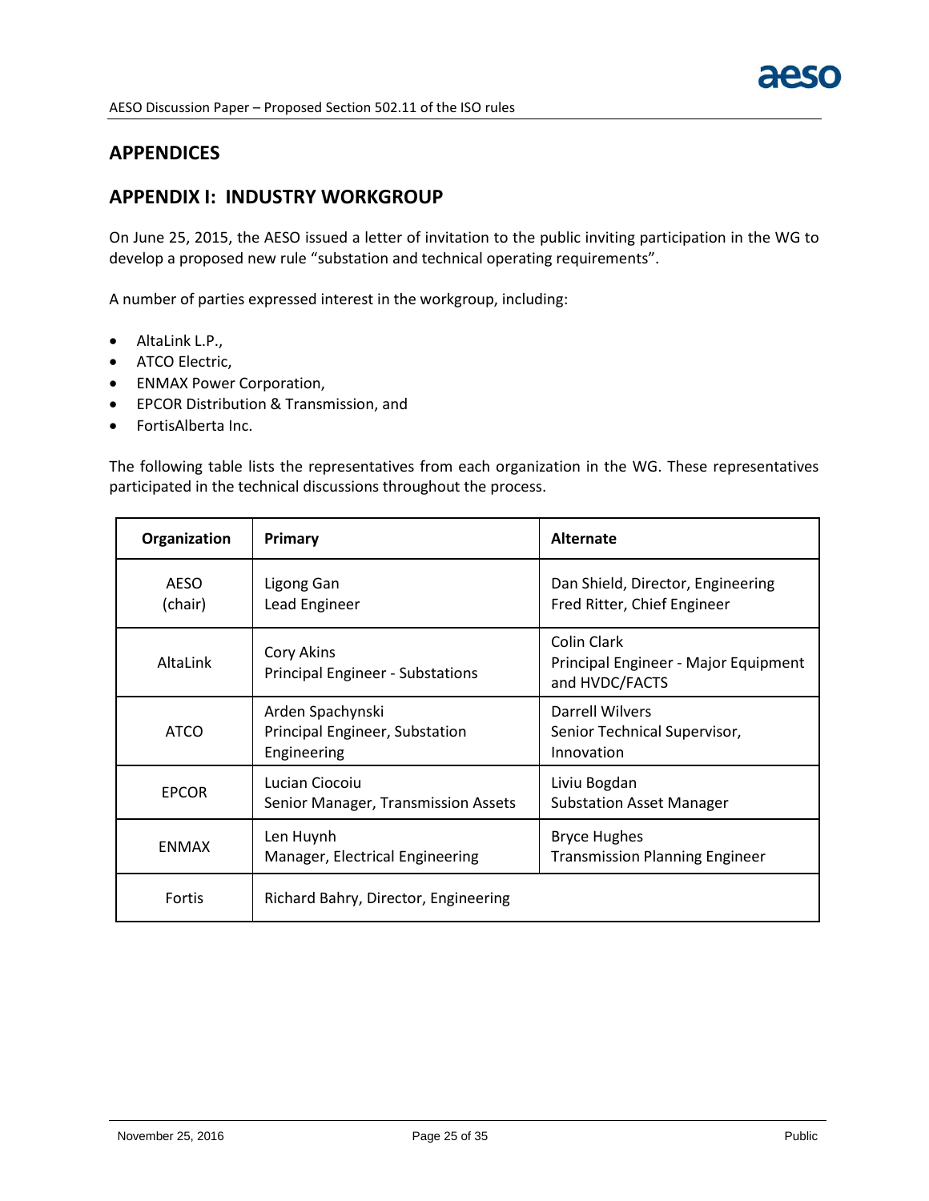## APPENDICES

## APPENDIX I: INDUSTRY WORKGROUP

On June 25, 2015, the AESO issued a letter of invitation to the public inviting participation in the WG to develop a proposed new rule "substation and technical operating requirements".

A number of parties expressed interest in the workgroup, including:

- AltaLink L.P.,
- ATCO Electric,
- ENMAX Power Corporation,
- EPCOR Distribution & Transmission, and
- FortisAlberta Inc.

The following table lists the representatives from each organization in the WG. These representatives participated in the technical discussions throughout the process.

| Organization | Primary | Alternate |
|---|---|---|
| AESO (chair) | Ligong Gan<br>Lead Engineer | Dan Shield, Director, Engineering<br>Fred Ritter, Chief Engineer |
| AltaLink | Cory Akins<br>Principal Engineer - Substations | Colin Clark<br>Principal Engineer - Major Equipment and HVDC/FACTS |
| ATCO | Arden Spachynski<br>Principal Engineer, Substation Engineering | Darrell Wilvers<br>Senior Technical Supervisor, Innovation |
| EPCOR | Lucian Ciocoiu<br>Senior Manager, Transmission Assets | Liviu Bogdan<br>Substation Asset Manager |
| ENMAX | Len Huynh<br>Manager, Electrical Engineering | Bryce Hughes<br>Transmission Planning Engineer |
| Fortis | Richard Bahry, Director, Engineering | |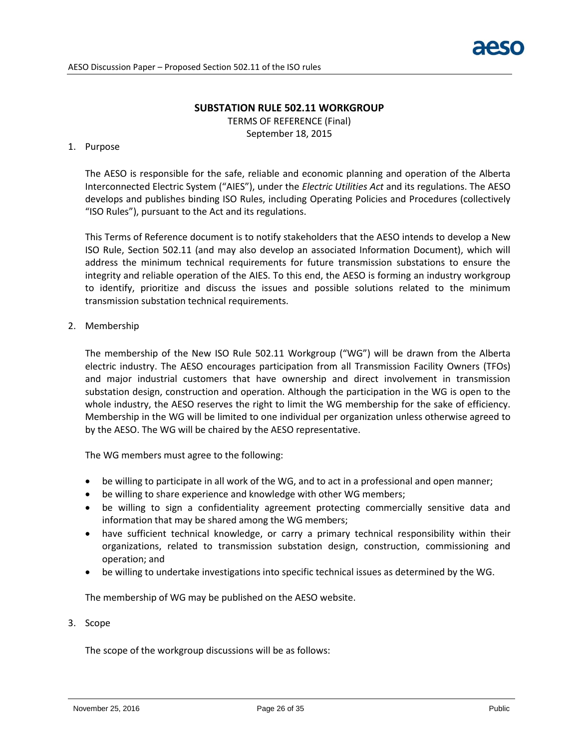**SUBSTATION RULE 502.11 WORKGROUP**

TERMS OF REFERENCE (Final)

September 18, 2015

1. Purpose

   The AESO is responsible for the safe, reliable and economic planning and operation of the Alberta Interconnected Electric System ("AIES"), under the *Electric Utilities Act* and its regulations. The AESO develops and publishes binding ISO Rules, including Operating Policies and Procedures (collectively "ISO Rules"), pursuant to the Act and its regulations.

   This Terms of Reference document is to notify stakeholders that the AESO intends to develop a New ISO Rule, Section 502.11 (and may also develop an associated Information Document), which will address the minimum technical requirements for future transmission substations to ensure the integrity and reliable operation of the AIES. To this end, the AESO is forming an industry workgroup to identify, prioritize and discuss the issues and possible solutions related to the minimum transmission substation technical requirements.

2. Membership

   The membership of the New ISO Rule 502.11 Workgroup ("WG") will be drawn from the Alberta electric industry. The AESO encourages participation from all Transmission Facility Owners (TFOs) and major industrial customers that have ownership and direct involvement in transmission substation design, construction and operation. Although the participation in the WG is open to the whole industry, the AESO reserves the right to limit the WG membership for the sake of efficiency. Membership in the WG will be limited to one individual per organization unless otherwise agreed to by the AESO. The WG will be chaired by the AESO representative.

   The WG members must agree to the following:

   - be willing to participate in all work of the WG, and to act in a professional and open manner;
   - be willing to share experience and knowledge with other WG members;
   - be willing to sign a confidentiality agreement protecting commercially sensitive data and information that may be shared among the WG members;
   - have sufficient technical knowledge, or carry a primary technical responsibility within their organizations, related to transmission substation design, construction, commissioning and operation; and
   - be willing to undertake investigations into specific technical issues as determined by the WG.

   The membership of WG may be published on the AESO website.

3. Scope

   The scope of the workgroup discussions will be as follows: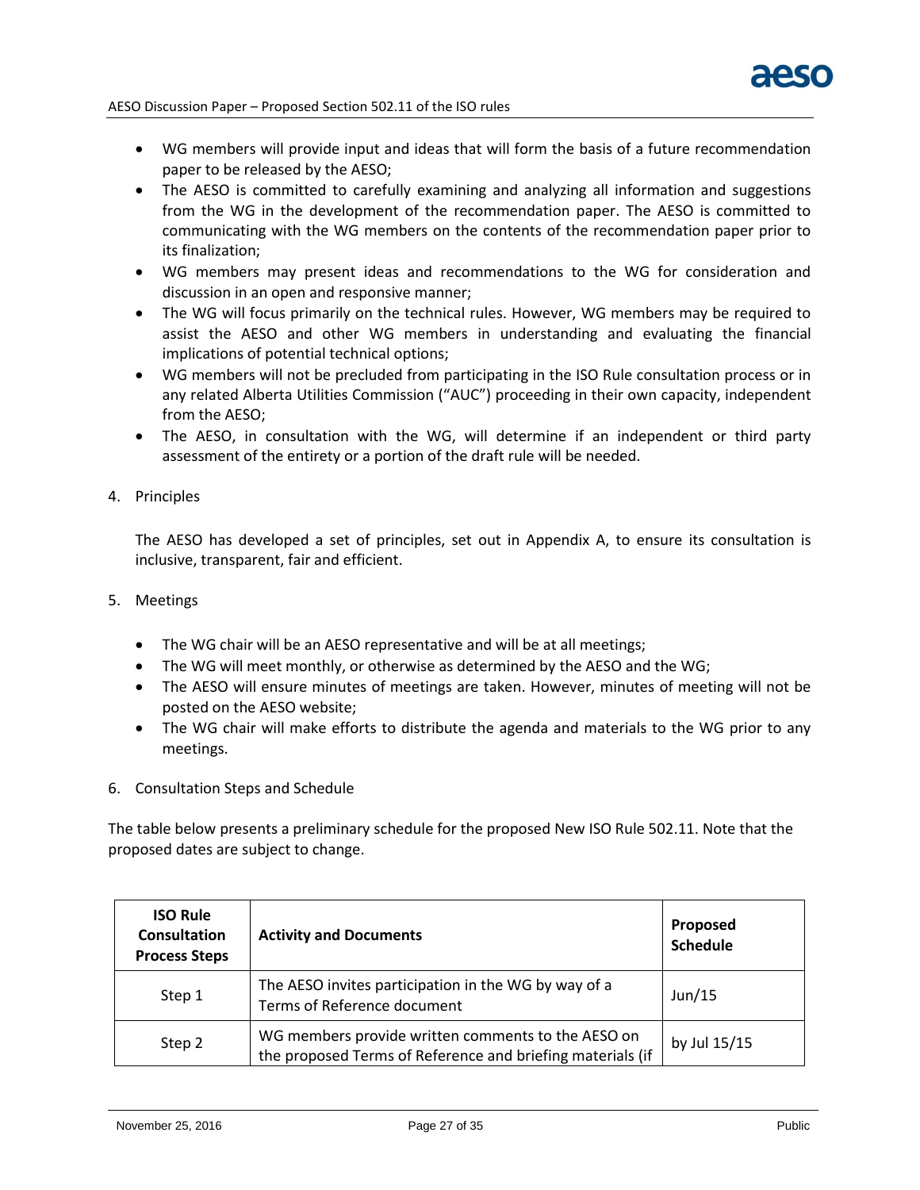- WG members will provide input and ideas that will form the basis of a future recommendation paper to be released by the AESO;
- The AESO is committed to carefully examining and analyzing all information and suggestions from the WG in the development of the recommendation paper. The AESO is committed to communicating with the WG members on the contents of the recommendation paper prior to its finalization;
- WG members may present ideas and recommendations to the WG for consideration and discussion in an open and responsive manner;
- The WG will focus primarily on the technical rules. However, WG members may be required to assist the AESO and other WG members in understanding and evaluating the financial implications of potential technical options;
- WG members will not be precluded from participating in the ISO Rule consultation process or in any related Alberta Utilities Commission ("AUC") proceeding in their own capacity, independent from the AESO;
- The AESO, in consultation with the WG, will determine if an independent or third party assessment of the entirety or a portion of the draft rule will be needed.

4. Principles

The AESO has developed a set of principles, set out in Appendix A, to ensure its consultation is inclusive, transparent, fair and efficient.

5. Meetings

- The WG chair will be an AESO representative and will be at all meetings;
- The WG will meet monthly, or otherwise as determined by the AESO and the WG;
- The AESO will ensure minutes of meetings are taken. However, minutes of meeting will not be posted on the AESO website;
- The WG chair will make efforts to distribute the agenda and materials to the WG prior to any meetings.

6. Consultation Steps and Schedule

The table below presents a preliminary schedule for the proposed New ISO Rule 502.11. Note that the proposed dates are subject to change.

| ISO Rule Consultation Process Steps | Activity and Documents | Proposed Schedule |
|---|---|---|
| Step 1 | The AESO invites participation in the WG by way of a Terms of Reference document | Jun/15 |
| Step 2 | WG members provide written comments to the AESO on the proposed Terms of Reference and briefing materials (if | by Jul 15/15 |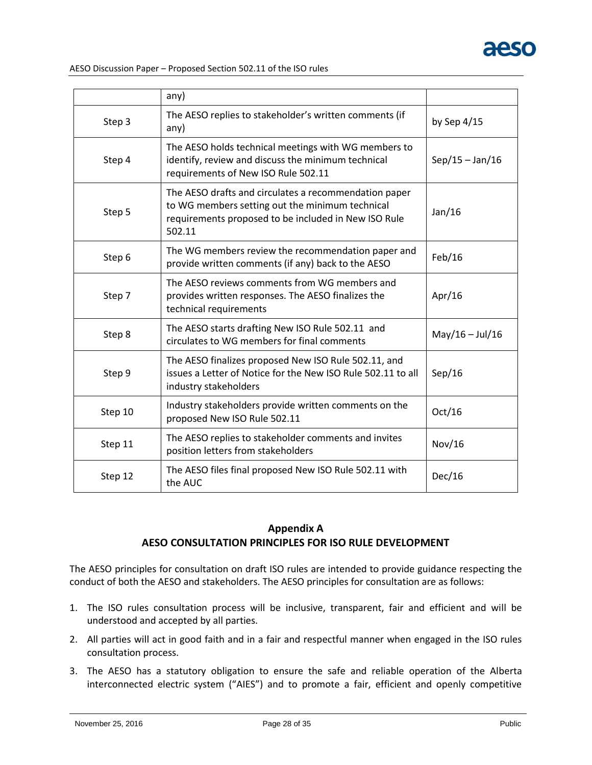| | | |
|---|---|---|
| | any) | |
| Step 3 | The AESO replies to stakeholder's written comments (if any) | by Sep 4/15 |
| Step 4 | The AESO holds technical meetings with WG members to identify, review and discuss the minimum technical requirements of New ISO Rule 502.11 | Sep/15 – Jan/16 |
| Step 5 | The AESO drafts and circulates a recommendation paper to WG members setting out the minimum technical requirements proposed to be included in New ISO Rule 502.11 | Jan/16 |
| Step 6 | The WG members review the recommendation paper and provide written comments (if any) back to the AESO | Feb/16 |
| Step 7 | The AESO reviews comments from WG members and provides written responses. The AESO finalizes the technical requirements | Apr/16 |
| Step 8 | The AESO starts drafting New ISO Rule 502.11 and circulates to WG members for final comments | May/16 – Jul/16 |
| Step 9 | The AESO finalizes proposed New ISO Rule 502.11, and issues a Letter of Notice for the New ISO Rule 502.11 to all industry stakeholders | Sep/16 |
| Step 10 | Industry stakeholders provide written comments on the proposed New ISO Rule 502.11 | Oct/16 |
| Step 11 | The AESO replies to stakeholder comments and invites position letters from stakeholders | Nov/16 |
| Step 12 | The AESO files final proposed New ISO Rule 502.11 with the AUC | Dec/16 |

## Appendix A
## AESO CONSULTATION PRINCIPLES FOR ISO RULE DEVELOPMENT

The AESO principles for consultation on draft ISO rules are intended to provide guidance respecting the conduct of both the AESO and stakeholders. The AESO principles for consultation are as follows:

1. The ISO rules consultation process will be inclusive, transparent, fair and efficient and will be understood and accepted by all parties.
2. All parties will act in good faith and in a fair and respectful manner when engaged in the ISO rules consultation process.
3. The AESO has a statutory obligation to ensure the safe and reliable operation of the Alberta interconnected electric system ("AIES") and to promote a fair, efficient and openly competitive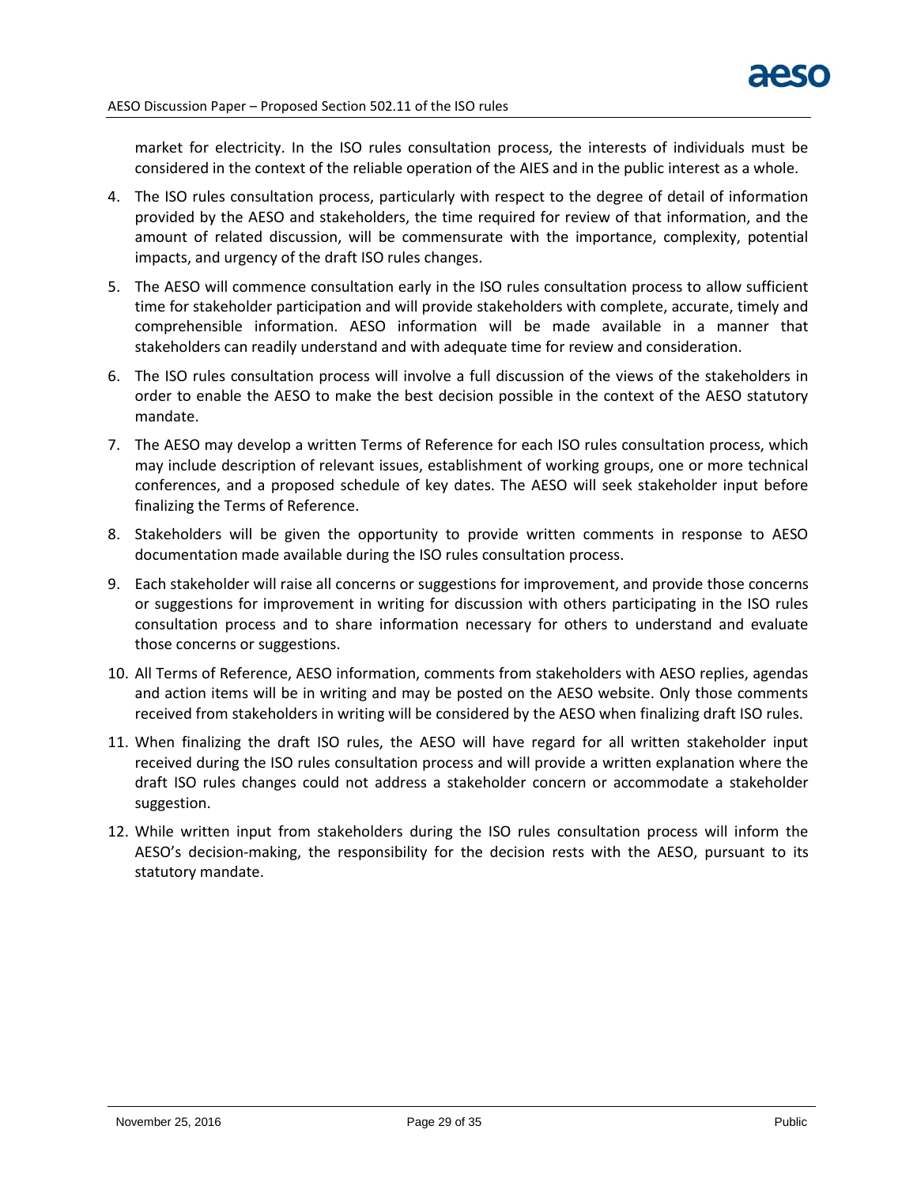market for electricity. In the ISO rules consultation process, the interests of individuals must be considered in the context of the reliable operation of the AIES and in the public interest as a whole.

4. The ISO rules consultation process, particularly with respect to the degree of detail of information provided by the AESO and stakeholders, the time required for review of that information, and the amount of related discussion, will be commensurate with the importance, complexity, potential impacts, and urgency of the draft ISO rules changes.
5. The AESO will commence consultation early in the ISO rules consultation process to allow sufficient time for stakeholder participation and will provide stakeholders with complete, accurate, timely and comprehensible information. AESO information will be made available in a manner that stakeholders can readily understand and with adequate time for review and consideration.
6. The ISO rules consultation process will involve a full discussion of the views of the stakeholders in order to enable the AESO to make the best decision possible in the context of the AESO statutory mandate.
7. The AESO may develop a written Terms of Reference for each ISO rules consultation process, which may include description of relevant issues, establishment of working groups, one or more technical conferences, and a proposed schedule of key dates. The AESO will seek stakeholder input before finalizing the Terms of Reference.
8. Stakeholders will be given the opportunity to provide written comments in response to AESO documentation made available during the ISO rules consultation process.
9. Each stakeholder will raise all concerns or suggestions for improvement, and provide those concerns or suggestions for improvement in writing for discussion with others participating in the ISO rules consultation process and to share information necessary for others to understand and evaluate those concerns or suggestions.
10. All Terms of Reference, AESO information, comments from stakeholders with AESO replies, agendas and action items will be in writing and may be posted on the AESO website. Only those comments received from stakeholders in writing will be considered by the AESO when finalizing draft ISO rules.
11. When finalizing the draft ISO rules, the AESO will have regard for all written stakeholder input received during the ISO rules consultation process and will provide a written explanation where the draft ISO rules changes could not address a stakeholder concern or accommodate a stakeholder suggestion.
12. While written input from stakeholders during the ISO rules consultation process will inform the AESO's decision-making, the responsibility for the decision rests with the AESO, pursuant to its statutory mandate.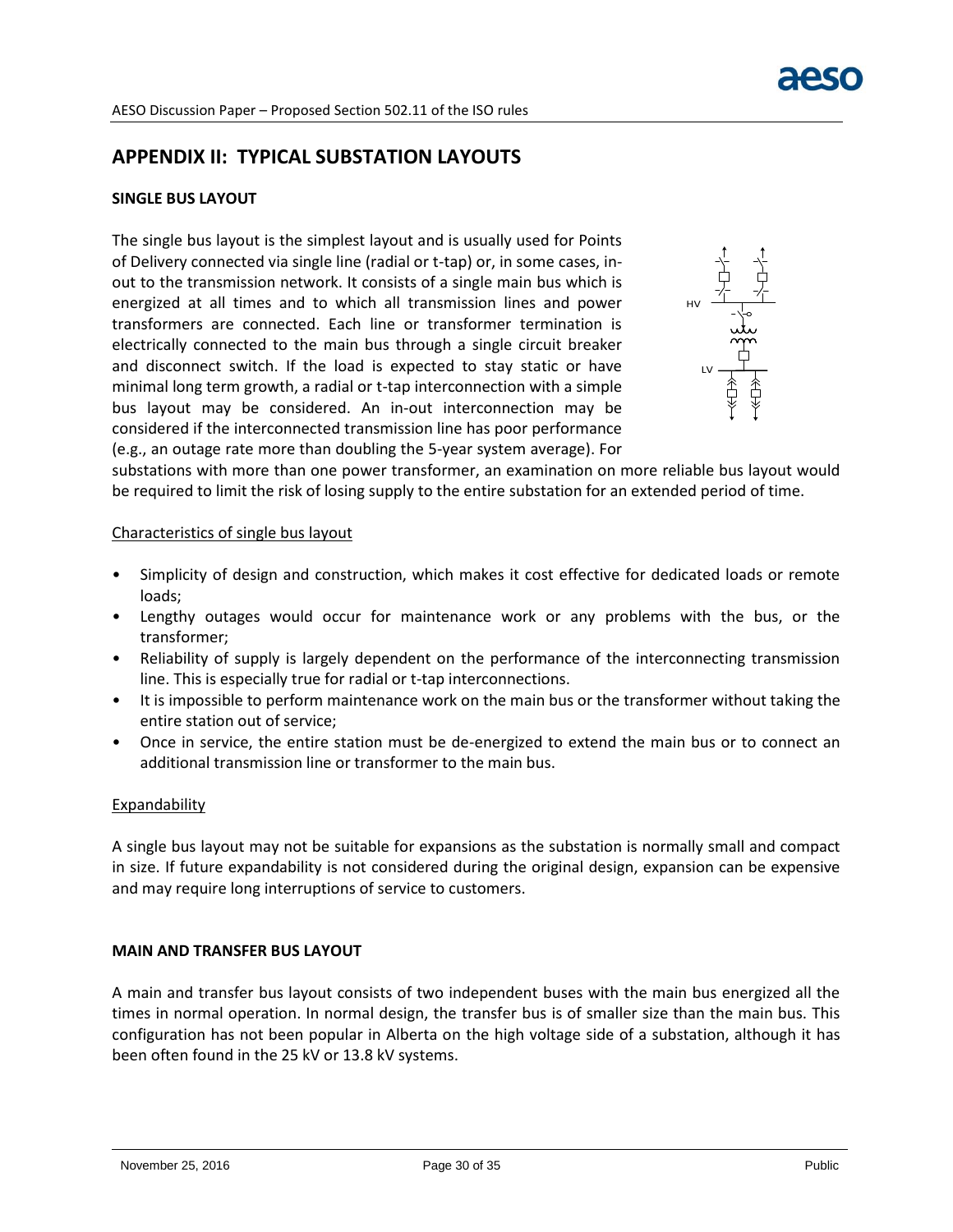## APPENDIX II: TYPICAL SUBSTATION LAYOUTS

**SINGLE BUS LAYOUT**

The single bus layout is the simplest layout and is usually used for Points of Delivery connected via single line (radial or t-tap) or, in some cases, in-out to the transmission network. It consists of a single main bus which is energized at all times and to which all transmission lines and power transformers are connected. Each line or transformer termination is electrically connected to the main bus through a single circuit breaker and disconnect switch. If the load is expected to stay static or have minimal long term growth, a radial or t-tap interconnection with a simple bus layout may be considered. An in-out interconnection may be considered if the interconnected transmission line has poor performance (e.g., an outage rate more than doubling the 5-year system average). For substations with more than one power transformer, an examination on more reliable bus layout would be required to limit the risk of losing supply to the entire substation for an extended period of time.

Characteristics of single bus layout

- Simplicity of design and construction, which makes it cost effective for dedicated loads or remote loads;
- Lengthy outages would occur for maintenance work or any problems with the bus, or the transformer;
- Reliability of supply is largely dependent on the performance of the interconnecting transmission line. This is especially true for radial or t-tap interconnections.
- It is impossible to perform maintenance work on the main bus or the transformer without taking the entire station out of service;
- Once in service, the entire station must be de-energized to extend the main bus or to connect an additional transmission line or transformer to the main bus.

Expandability

A single bus layout may not be suitable for expansions as the substation is normally small and compact in size. If future expandability is not considered during the original design, expansion can be expensive and may require long interruptions of service to customers.

**MAIN AND TRANSFER BUS LAYOUT**

A main and transfer bus layout consists of two independent buses with the main bus energized all the times in normal operation. In normal design, the transfer bus is of smaller size than the main bus. This configuration has not been popular in Alberta on the high voltage side of a substation, although it has been often found in the 25 kV or 13.8 kV systems.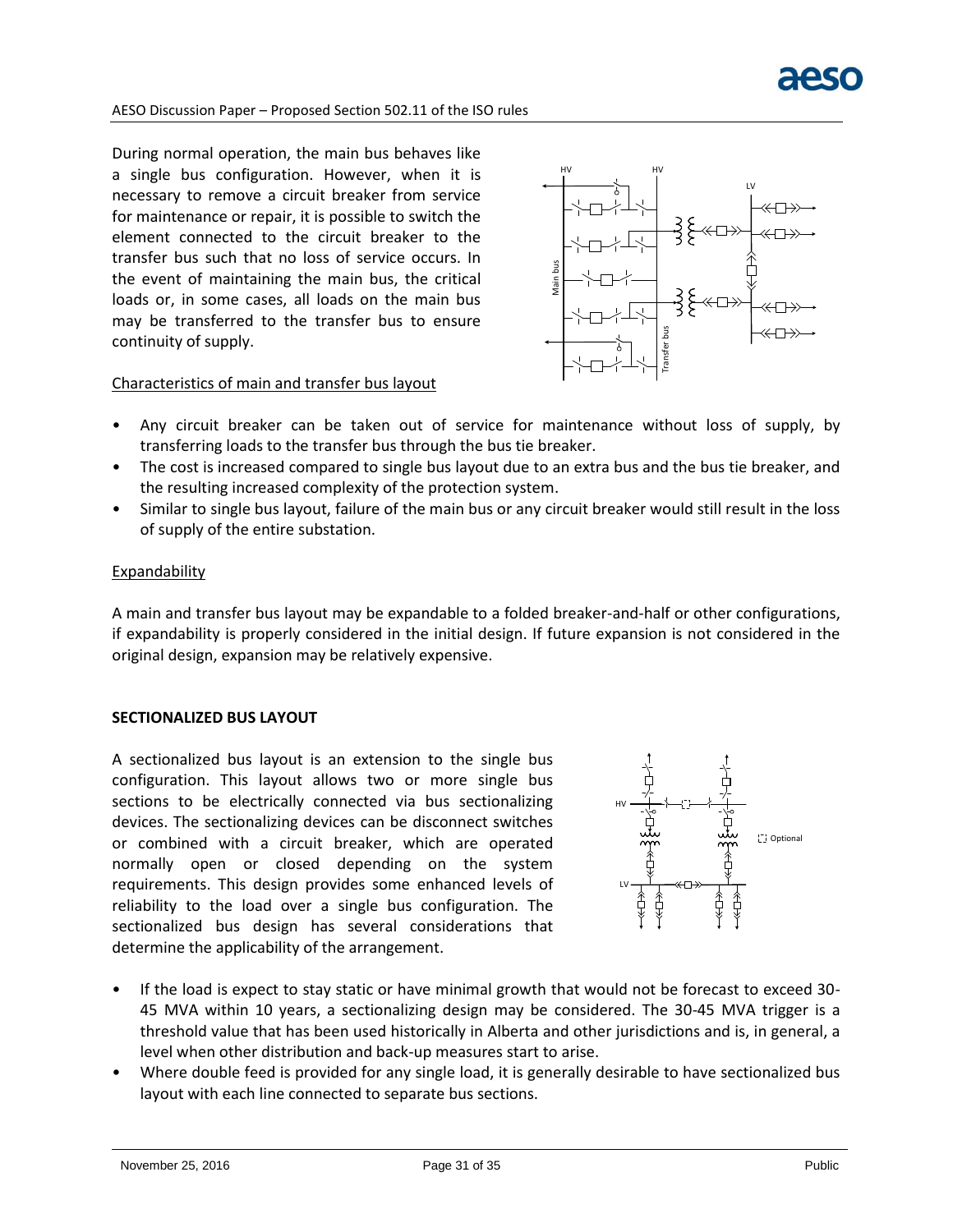During normal operation, the main bus behaves like a single bus configuration. However, when it is necessary to remove a circuit breaker from service for maintenance or repair, it is possible to switch the element connected to the circuit breaker to the transfer bus such that no loss of service occurs. In the event of maintaining the main bus, the critical loads or, in some cases, all loads on the main bus may be transferred to the transfer bus to ensure continuity of supply.

Characteristics of main and transfer bus layout

- Any circuit breaker can be taken out of service for maintenance without loss of supply, by transferring loads to the transfer bus through the bus tie breaker.
- The cost is increased compared to single bus layout due to an extra bus and the bus tie breaker, and the resulting increased complexity of the protection system.
- Similar to single bus layout, failure of the main bus or any circuit breaker would still result in the loss of supply of the entire substation.

Expandability

A main and transfer bus layout may be expandable to a folded breaker-and-half or other configurations, if expandability is properly considered in the initial design. If future expansion is not considered in the original design, expansion may be relatively expensive.

**SECTIONALIZED BUS LAYOUT**

A sectionalized bus layout is an extension to the single bus configuration. This layout allows two or more single bus sections to be electrically connected via bus sectionalizing devices. The sectionalizing devices can be disconnect switches or combined with a circuit breaker, which are operated normally open or closed depending on the system requirements. This design provides some enhanced levels of reliability to the load over a single bus configuration. The sectionalized bus design has several considerations that determine the applicability of the arrangement.

- If the load is expect to stay static or have minimal growth that would not be forecast to exceed 30-45 MVA within 10 years, a sectionalizing design may be considered. The 30-45 MVA trigger is a threshold value that has been used historically in Alberta and other jurisdictions and is, in general, a level when other distribution and back-up measures start to arise.
- Where double feed is provided for any single load, it is generally desirable to have sectionalized bus layout with each line connected to separate bus sections.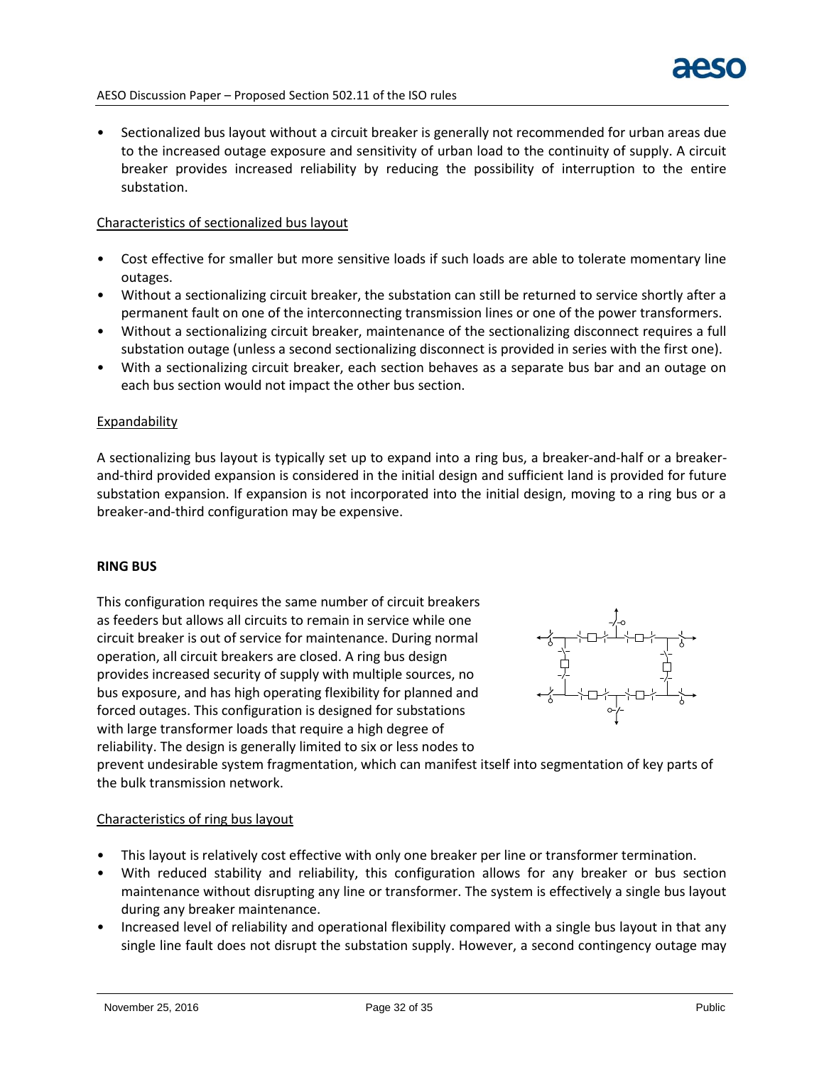- Sectionalized bus layout without a circuit breaker is generally not recommended for urban areas due to the increased outage exposure and sensitivity of urban load to the continuity of supply. A circuit breaker provides increased reliability by reducing the possibility of interruption to the entire substation.

Characteristics of sectionalized bus layout

- Cost effective for smaller but more sensitive loads if such loads are able to tolerate momentary line outages.
- Without a sectionalizing circuit breaker, the substation can still be returned to service shortly after a permanent fault on one of the interconnecting transmission lines or one of the power transformers.
- Without a sectionalizing circuit breaker, maintenance of the sectionalizing disconnect requires a full substation outage (unless a second sectionalizing disconnect is provided in series with the first one).
- With a sectionalizing circuit breaker, each section behaves as a separate bus bar and an outage on each bus section would not impact the other bus section.

Expandability

A sectionalizing bus layout is typically set up to expand into a ring bus, a breaker-and-half or a breaker-and-third provided expansion is considered in the initial design and sufficient land is provided for future substation expansion. If expansion is not incorporated into the initial design, moving to a ring bus or a breaker-and-third configuration may be expensive.

**RING BUS**

This configuration requires the same number of circuit breakers as feeders but allows all circuits to remain in service while one circuit breaker is out of service for maintenance. During normal operation, all circuit breakers are closed. A ring bus design provides increased security of supply with multiple sources, no bus exposure, and has high operating flexibility for planned and forced outages. This configuration is designed for substations with large transformer loads that require a high degree of reliability. The design is generally limited to six or less nodes to prevent undesirable system fragmentation, which can manifest itself into segmentation of key parts of the bulk transmission network.

Characteristics of ring bus layout

- This layout is relatively cost effective with only one breaker per line or transformer termination.
- With reduced stability and reliability, this configuration allows for any breaker or bus section maintenance without disrupting any line or transformer. The system is effectively a single bus layout during any breaker maintenance.
- Increased level of reliability and operational flexibility compared with a single bus layout in that any single line fault does not disrupt the substation supply. However, a second contingency outage may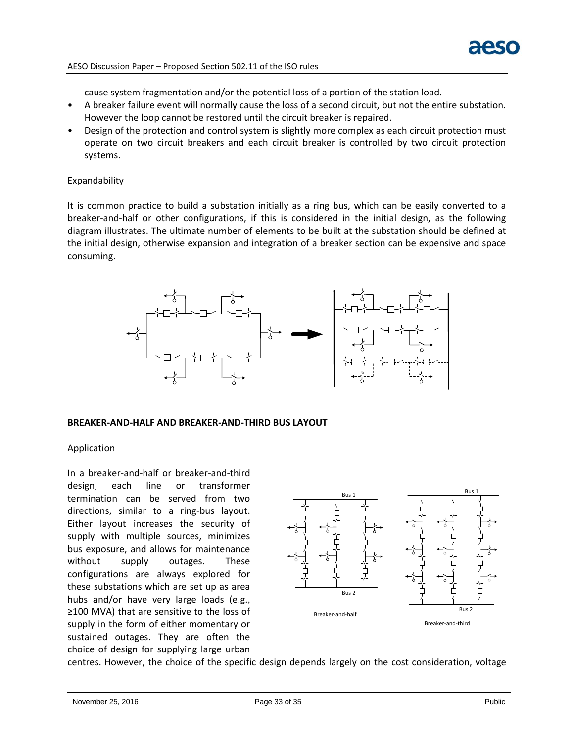cause system fragmentation and/or the potential loss of a portion of the station load.

- A breaker failure event will normally cause the loss of a second circuit, but not the entire substation. However the loop cannot be restored until the circuit breaker is repaired.
- Design of the protection and control system is slightly more complex as each circuit protection must operate on two circuit breakers and each circuit breaker is controlled by two circuit protection systems.

Expandability

It is common practice to build a substation initially as a ring bus, which can be easily converted to a breaker-and-half or other configurations, if this is considered in the initial design, as the following diagram illustrates. The ultimate number of elements to be built at the substation should be defined at the initial design, otherwise expansion and integration of a breaker section can be expensive and space consuming.

**BREAKER-AND-HALF AND BREAKER-AND-THIRD BUS LAYOUT**

Application

In a breaker-and-half or breaker-and-third design, each line or transformer termination can be served from two directions, similar to a ring-bus layout. Either layout increases the security of supply with multiple sources, minimizes bus exposure, and allows for maintenance without supply outages. These configurations are always explored for these substations which are set up as area hubs and/or have very large loads (e.g., ≥100 MVA) that are sensitive to the loss of supply in the form of either momentary or sustained outages. They are often the choice of design for supplying large urban centres. However, the choice of the specific design depends largely on the cost consideration, voltage

Bus 1

Bus 2

Breaker-and-half

Bus 1

Bus 2

Breaker-and-third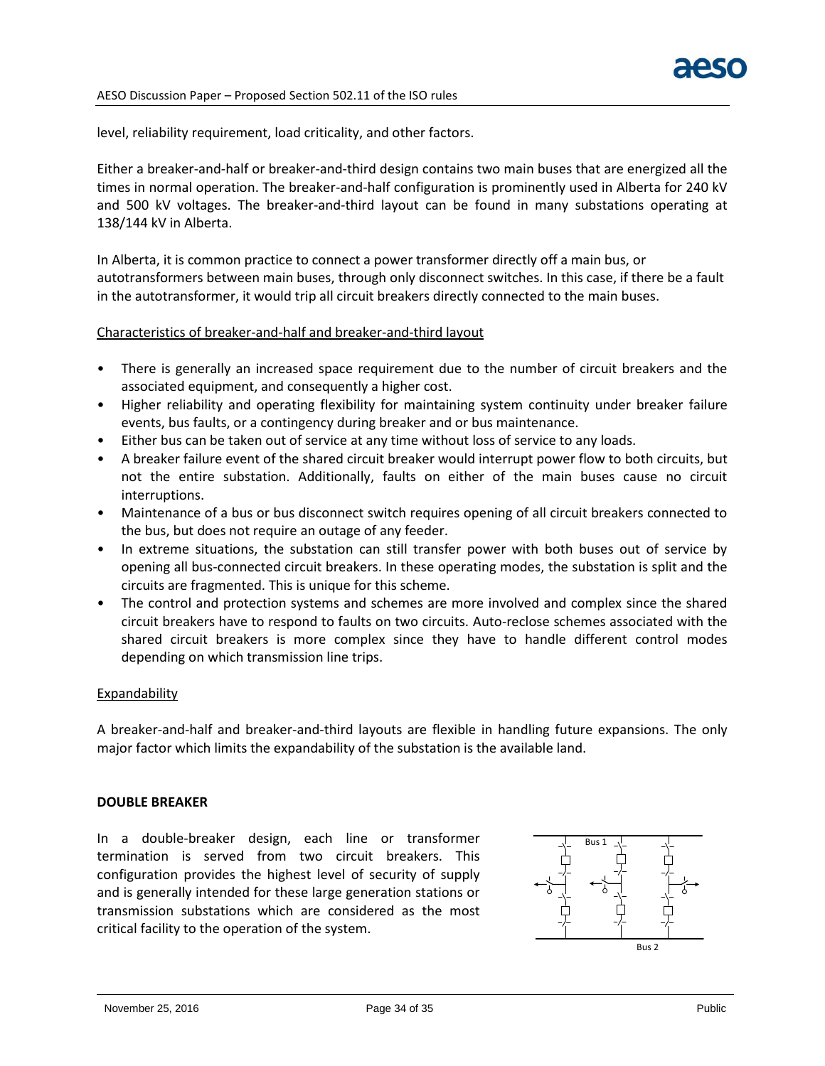level, reliability requirement, load criticality, and other factors.

Either a breaker-and-half or breaker-and-third design contains two main buses that are energized all the times in normal operation. The breaker-and-half configuration is prominently used in Alberta for 240 kV and 500 kV voltages. The breaker-and-third layout can be found in many substations operating at 138/144 kV in Alberta.

In Alberta, it is common practice to connect a power transformer directly off a main bus, or autotransformers between main buses, through only disconnect switches. In this case, if there be a fault in the autotransformer, it would trip all circuit breakers directly connected to the main buses.

Characteristics of breaker-and-half and breaker-and-third layout

- There is generally an increased space requirement due to the number of circuit breakers and the associated equipment, and consequently a higher cost.
- Higher reliability and operating flexibility for maintaining system continuity under breaker failure events, bus faults, or a contingency during breaker and or bus maintenance.
- Either bus can be taken out of service at any time without loss of service to any loads.
- A breaker failure event of the shared circuit breaker would interrupt power flow to both circuits, but not the entire substation. Additionally, faults on either of the main buses cause no circuit interruptions.
- Maintenance of a bus or bus disconnect switch requires opening of all circuit breakers connected to the bus, but does not require an outage of any feeder.
- In extreme situations, the substation can still transfer power with both buses out of service by opening all bus-connected circuit breakers. In these operating modes, the substation is split and the circuits are fragmented. This is unique for this scheme.
- The control and protection systems and schemes are more involved and complex since the shared circuit breakers have to respond to faults on two circuits. Auto-reclose schemes associated with the shared circuit breakers is more complex since they have to handle different control modes depending on which transmission line trips.

Expandability

A breaker-and-half and breaker-and-third layouts are flexible in handling future expansions. The only major factor which limits the expandability of the substation is the available land.

**DOUBLE BREAKER**

In a double-breaker design, each line or transformer termination is served from two circuit breakers. This configuration provides the highest level of security of supply and is generally intended for these large generation stations or transmission substations which are considered as the most critical facility to the operation of the system.

Bus 1

Bus 2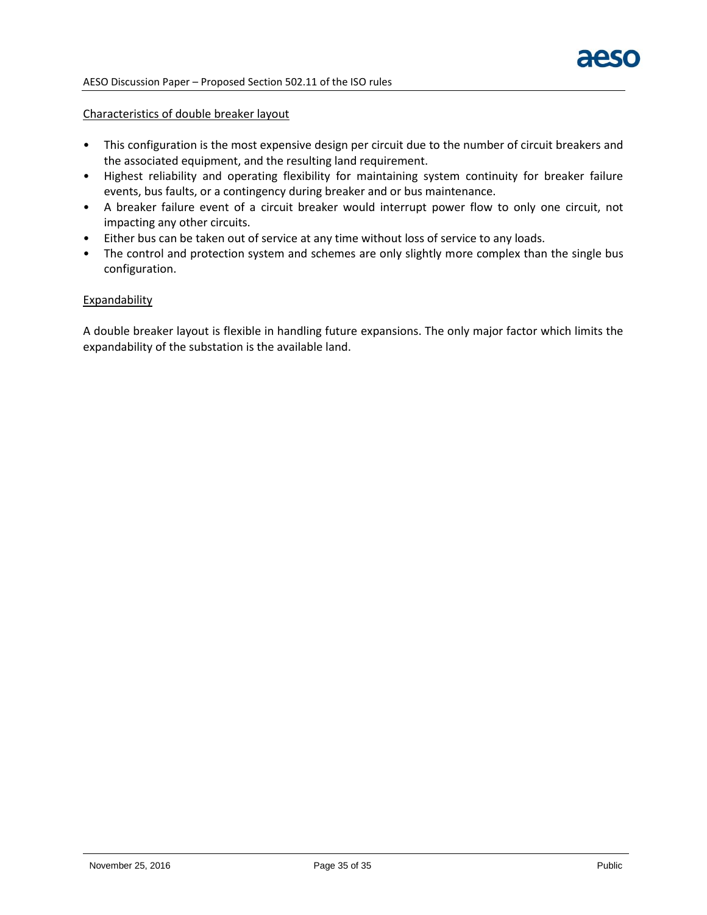Characteristics of double breaker layout

- This configuration is the most expensive design per circuit due to the number of circuit breakers and the associated equipment, and the resulting land requirement.
- Highest reliability and operating flexibility for maintaining system continuity for breaker failure events, bus faults, or a contingency during breaker and or bus maintenance.
- A breaker failure event of a circuit breaker would interrupt power flow to only one circuit, not impacting any other circuits.
- Either bus can be taken out of service at any time without loss of service to any loads.
- The control and protection system and schemes are only slightly more complex than the single bus configuration.

Expandability

A double breaker layout is flexible in handling future expansions. The only major factor which limits the expandability of the substation is the available land.